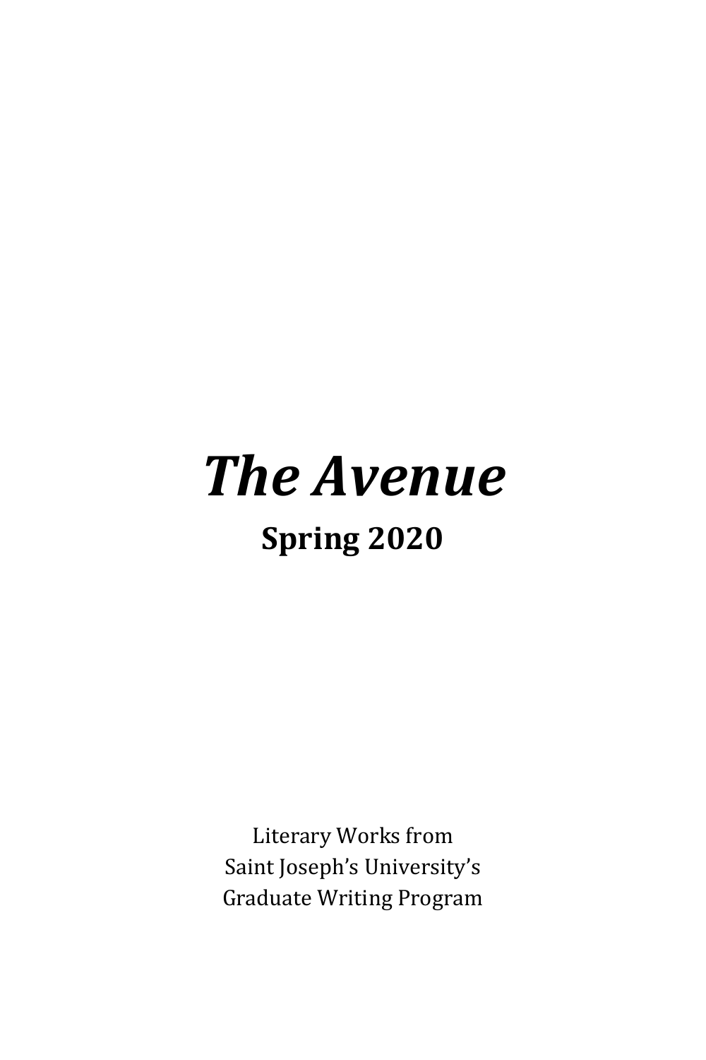# *The Avenue*

## Spring 2020

Literary Works from
Saint Joseph's University's
Graduate Writing Program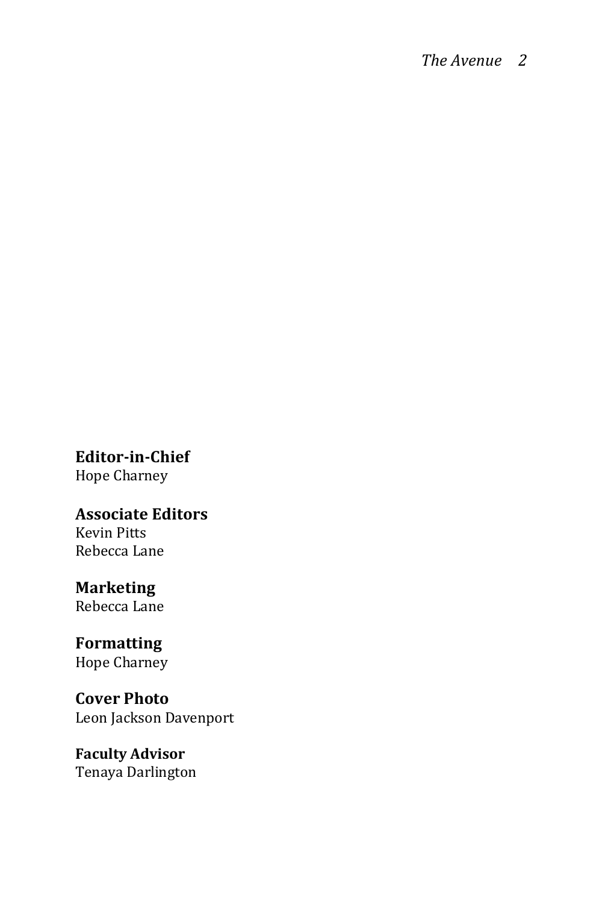**Editor-in-Chief**
Hope Charney

**Associate Editors**
Kevin Pitts
Rebecca Lane

**Marketing**
Rebecca Lane

**Formatting**
Hope Charney

**Cover Photo**
Leon Jackson Davenport

**Faculty Advisor**
Tenaya Darlington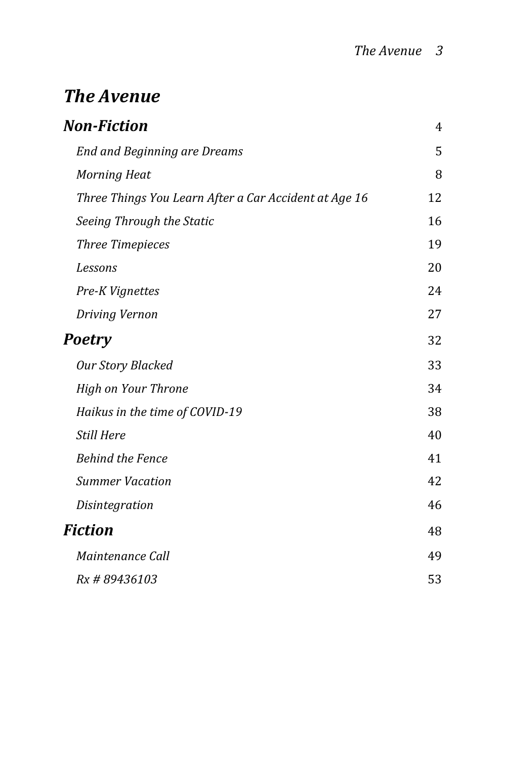# *The Avenue*

## *Non-Fiction* 4

*End and Beginning are Dreams* 5

*Morning Heat* 8

*Three Things You Learn After a Car Accident at Age 16* 12

*Seeing Through the Static* 16

*Three Timepieces* 19

*Lessons* 20

*Pre-K Vignettes* 24

*Driving Vernon* 27

## *Poetry* 32

*Our Story Blacked* 33

*High on Your Throne* 34

*Haikus in the time of COVID-19* 38

*Still Here* 40

*Behind the Fence* 41

*Summer Vacation* 42

*Disintegration* 46

## *Fiction* 48

*Maintenance Call* 49

*Rx # 89436103* 53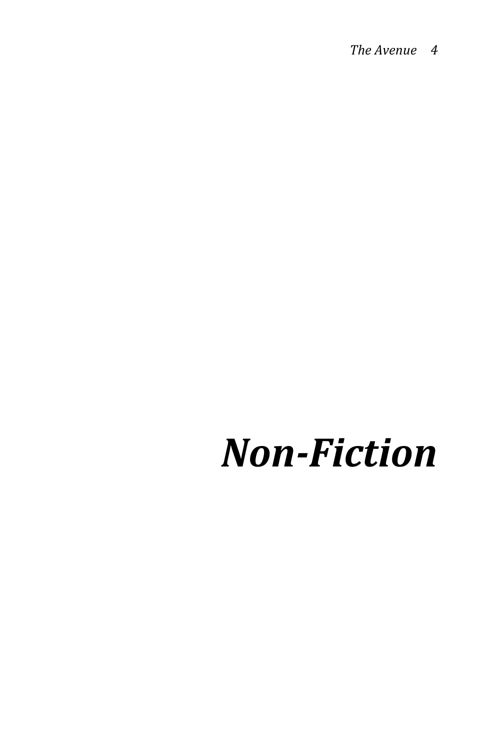# *Non-Fiction*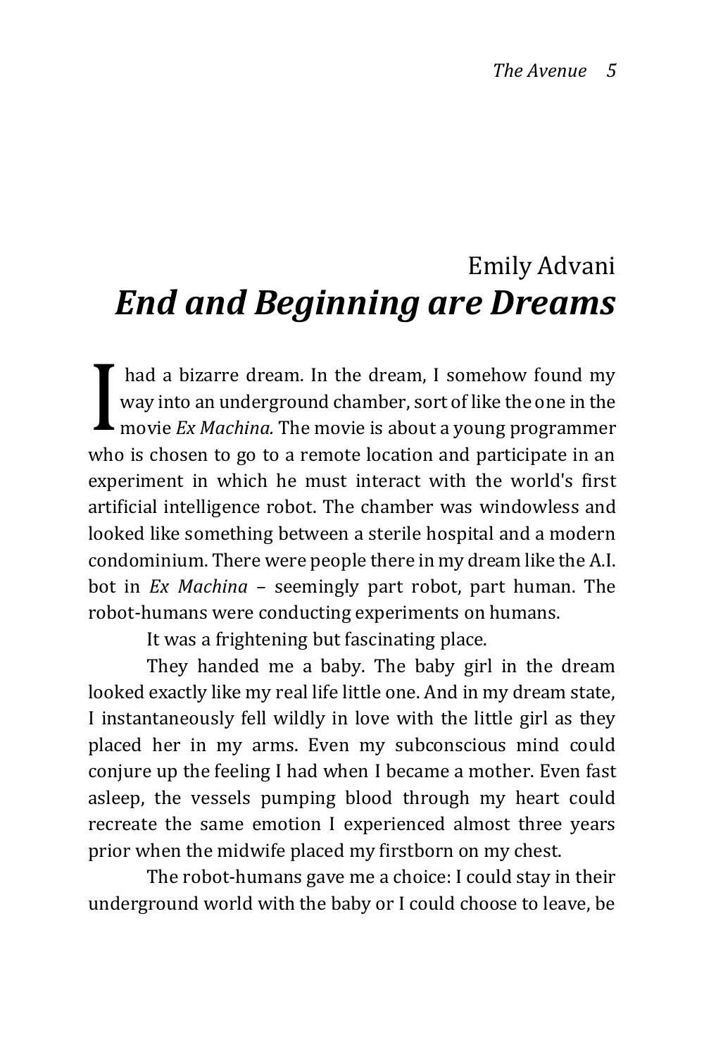Emily Advani

# *End and Beginning are Dreams*

I had a bizarre dream. In the dream, I somehow found my way into an underground chamber, sort of like the one in the movie *Ex Machina.* The movie is about a young programmer who is chosen to go to a remote location and participate in an experiment in which he must interact with the world's first artificial intelligence robot. The chamber was windowless and looked like something between a sterile hospital and a modern condominium. There were people there in my dream like the A.I. bot in *Ex Machina* – seemingly part robot, part human. The robot-humans were conducting experiments on humans.

It was a frightening but fascinating place.

They handed me a baby. The baby girl in the dream looked exactly like my real life little one. And in my dream state, I instantaneously fell wildly in love with the little girl as they placed her in my arms. Even my subconscious mind could conjure up the feeling I had when I became a mother. Even fast asleep, the vessels pumping blood through my heart could recreate the same emotion I experienced almost three years prior when the midwife placed my firstborn on my chest.

The robot-humans gave me a choice: I could stay in their underground world with the baby or I could choose to leave, be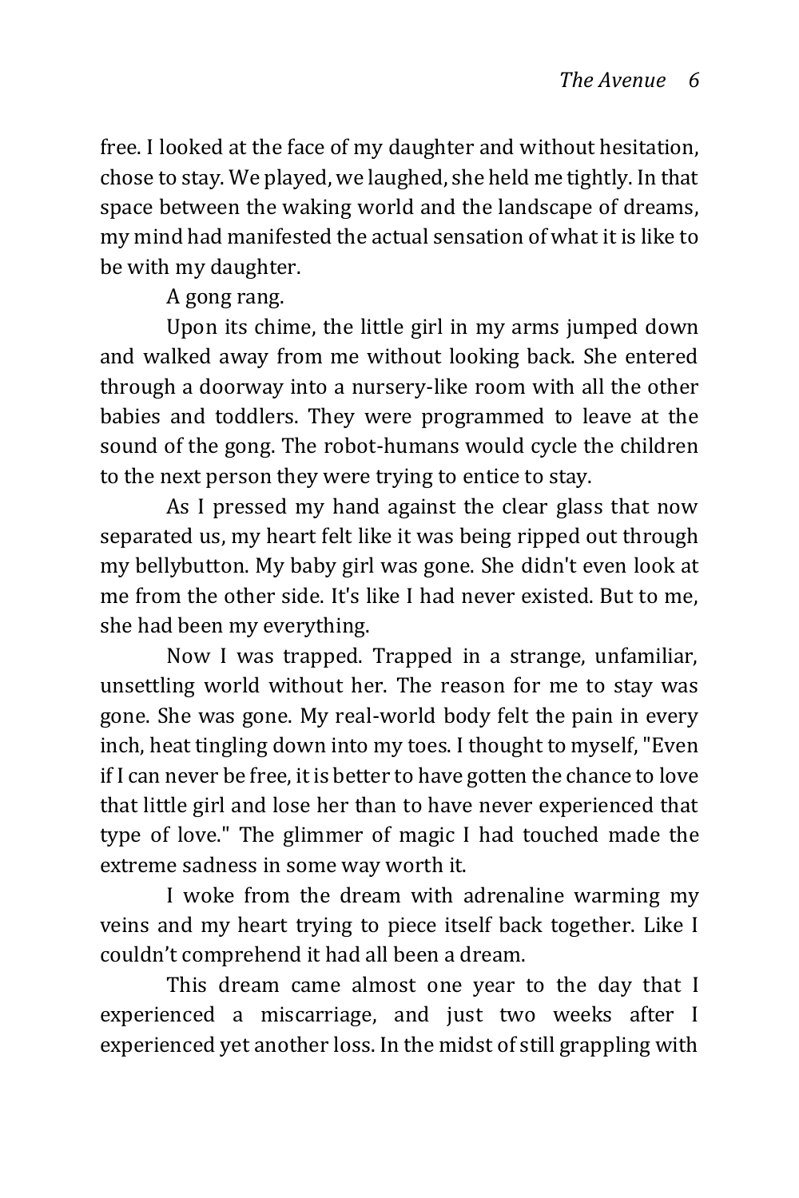free. I looked at the face of my daughter and without hesitation, chose to stay. We played, we laughed, she held me tightly. In that space between the waking world and the landscape of dreams, my mind had manifested the actual sensation of what it is like to be with my daughter.

A gong rang.

Upon its chime, the little girl in my arms jumped down and walked away from me without looking back. She entered through a doorway into a nursery-like room with all the other babies and toddlers. They were programmed to leave at the sound of the gong. The robot-humans would cycle the children to the next person they were trying to entice to stay.

As I pressed my hand against the clear glass that now separated us, my heart felt like it was being ripped out through my bellybutton. My baby girl was gone. She didn't even look at me from the other side. It's like I had never existed. But to me, she had been my everything.

Now I was trapped. Trapped in a strange, unfamiliar, unsettling world without her. The reason for me to stay was gone. She was gone. My real-world body felt the pain in every inch, heat tingling down into my toes. I thought to myself, "Even if I can never be free, it is better to have gotten the chance to love that little girl and lose her than to have never experienced that type of love." The glimmer of magic I had touched made the extreme sadness in some way worth it.

I woke from the dream with adrenaline warming my veins and my heart trying to piece itself back together. Like I couldn't comprehend it had all been a dream.

This dream came almost one year to the day that I experienced a miscarriage, and just two weeks after I experienced yet another loss. In the midst of still grappling with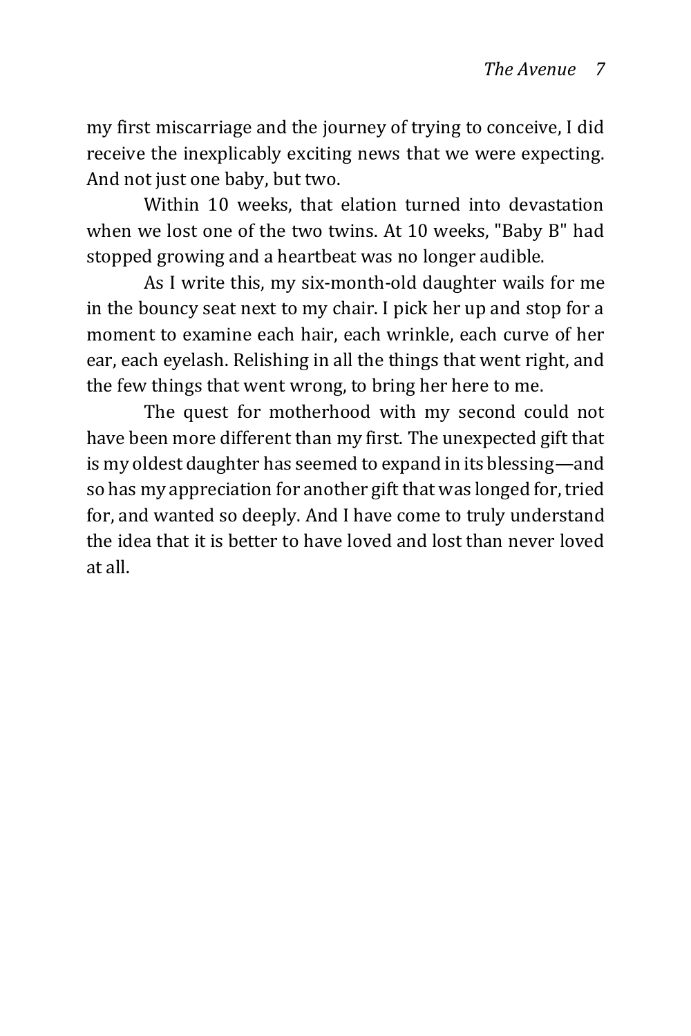my first miscarriage and the journey of trying to conceive, I did receive the inexplicably exciting news that we were expecting. And not just one baby, but two.

Within 10 weeks, that elation turned into devastation when we lost one of the two twins. At 10 weeks, "Baby B" had stopped growing and a heartbeat was no longer audible.

As I write this, my six-month-old daughter wails for me in the bouncy seat next to my chair. I pick her up and stop for a moment to examine each hair, each wrinkle, each curve of her ear, each eyelash. Relishing in all the things that went right, and the few things that went wrong, to bring her here to me.

The quest for motherhood with my second could not have been more different than my first. The unexpected gift that is my oldest daughter has seemed to expand in its blessing—and so has my appreciation for another gift that was longed for, tried for, and wanted so deeply. And I have come to truly understand the idea that it is better to have loved and lost than never loved at all.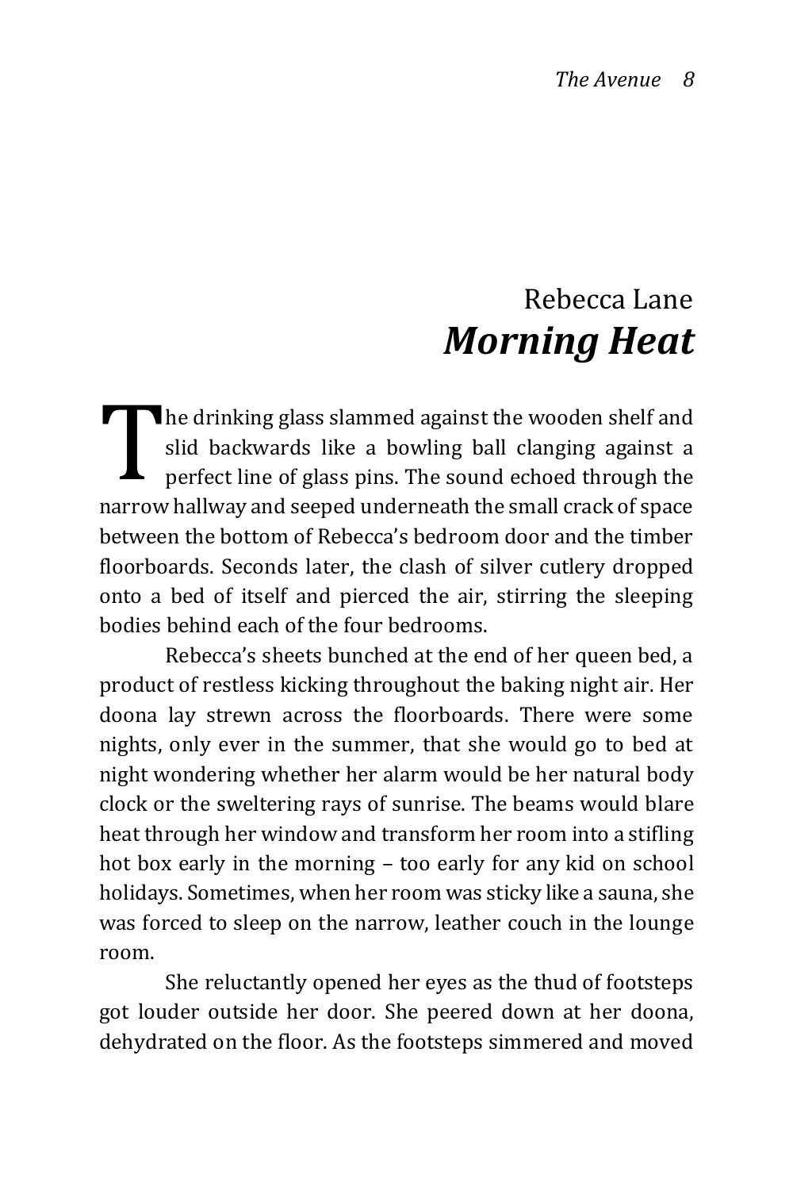## Rebecca Lane

# *Morning Heat*

The drinking glass slammed against the wooden shelf and slid backwards like a bowling ball clanging against a perfect line of glass pins. The sound echoed through the narrow hallway and seeped underneath the small crack of space between the bottom of Rebecca's bedroom door and the timber floorboards. Seconds later, the clash of silver cutlery dropped onto a bed of itself and pierced the air, stirring the sleeping bodies behind each of the four bedrooms.

Rebecca's sheets bunched at the end of her queen bed, a product of restless kicking throughout the baking night air. Her doona lay strewn across the floorboards. There were some nights, only ever in the summer, that she would go to bed at night wondering whether her alarm would be her natural body clock or the sweltering rays of sunrise. The beams would blare heat through her window and transform her room into a stifling hot box early in the morning – too early for any kid on school holidays. Sometimes, when her room was sticky like a sauna, she was forced to sleep on the narrow, leather couch in the lounge room.

She reluctantly opened her eyes as the thud of footsteps got louder outside her door. She peered down at her doona, dehydrated on the floor. As the footsteps simmered and moved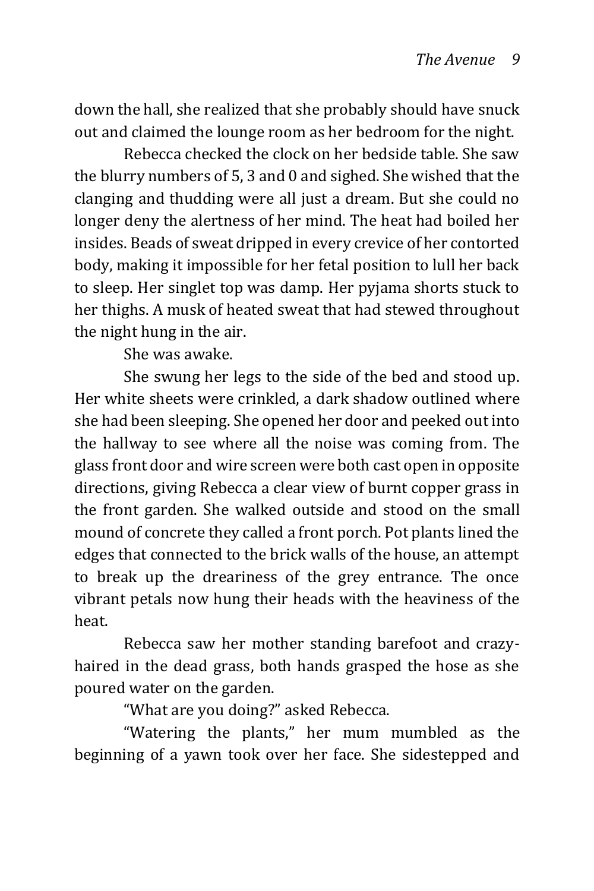down the hall, she realized that she probably should have snuck out and claimed the lounge room as her bedroom for the night.

Rebecca checked the clock on her bedside table. She saw the blurry numbers of 5, 3 and 0 and sighed. She wished that the clanging and thudding were all just a dream. But she could no longer deny the alertness of her mind. The heat had boiled her insides. Beads of sweat dripped in every crevice of her contorted body, making it impossible for her fetal position to lull her back to sleep. Her singlet top was damp. Her pyjama shorts stuck to her thighs. A musk of heated sweat that had stewed throughout the night hung in the air.

She was awake.

She swung her legs to the side of the bed and stood up. Her white sheets were crinkled, a dark shadow outlined where she had been sleeping. She opened her door and peeked out into the hallway to see where all the noise was coming from. The glass front door and wire screen were both cast open in opposite directions, giving Rebecca a clear view of burnt copper grass in the front garden. She walked outside and stood on the small mound of concrete they called a front porch. Pot plants lined the edges that connected to the brick walls of the house, an attempt to break up the dreariness of the grey entrance. The once vibrant petals now hung their heads with the heaviness of the heat.

Rebecca saw her mother standing barefoot and crazy-haired in the dead grass, both hands grasped the hose as she poured water on the garden.

"What are you doing?" asked Rebecca.

"Watering the plants," her mum mumbled as the beginning of a yawn took over her face. She sidestepped and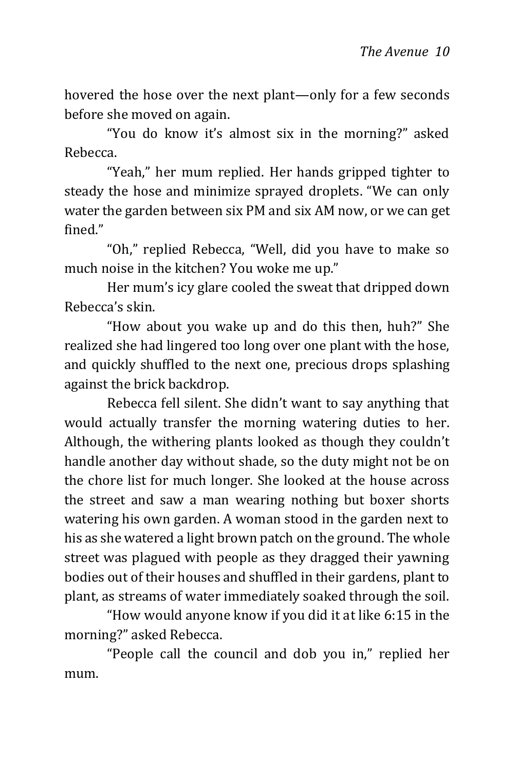hovered the hose over the next plant—only for a few seconds before she moved on again.

"You do know it's almost six in the morning?" asked Rebecca.

"Yeah," her mum replied. Her hands gripped tighter to steady the hose and minimize sprayed droplets. "We can only water the garden between six PM and six AM now, or we can get fined."

"Oh," replied Rebecca, "Well, did you have to make so much noise in the kitchen? You woke me up."

Her mum's icy glare cooled the sweat that dripped down Rebecca's skin.

"How about you wake up and do this then, huh?" She realized she had lingered too long over one plant with the hose, and quickly shuffled to the next one, precious drops splashing against the brick backdrop.

Rebecca fell silent. She didn't want to say anything that would actually transfer the morning watering duties to her. Although, the withering plants looked as though they couldn't handle another day without shade, so the duty might not be on the chore list for much longer. She looked at the house across the street and saw a man wearing nothing but boxer shorts watering his own garden. A woman stood in the garden next to his as she watered a light brown patch on the ground. The whole street was plagued with people as they dragged their yawning bodies out of their houses and shuffled in their gardens, plant to plant, as streams of water immediately soaked through the soil.

"How would anyone know if you did it at like 6:15 in the morning?" asked Rebecca.

"People call the council and dob you in," replied her mum.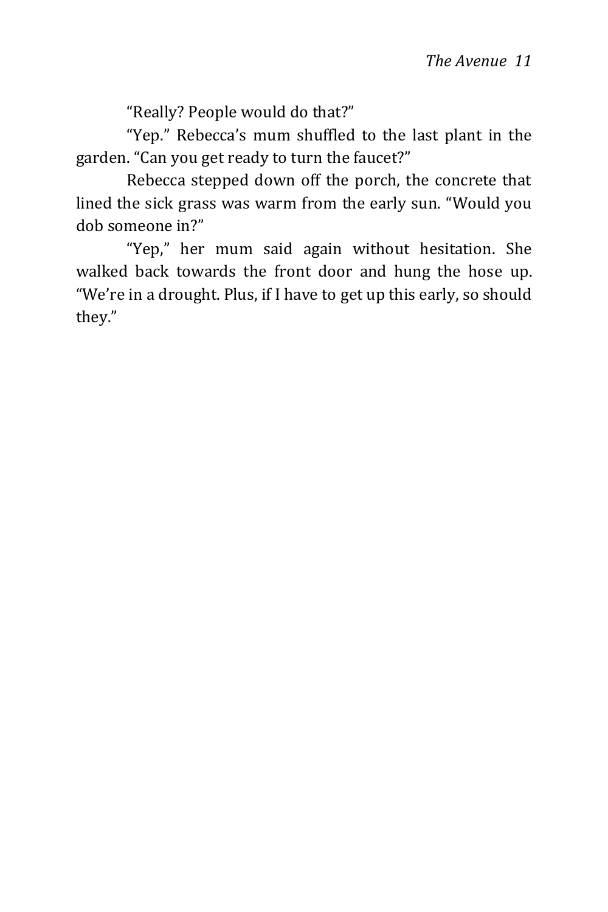"Really? People would do that?"

"Yep." Rebecca's mum shuffled to the last plant in the garden. "Can you get ready to turn the faucet?"

Rebecca stepped down off the porch, the concrete that lined the sick grass was warm from the early sun. "Would you dob someone in?"

"Yep," her mum said again without hesitation. She walked back towards the front door and hung the hose up. "We're in a drought. Plus, if I have to get up this early, so should they."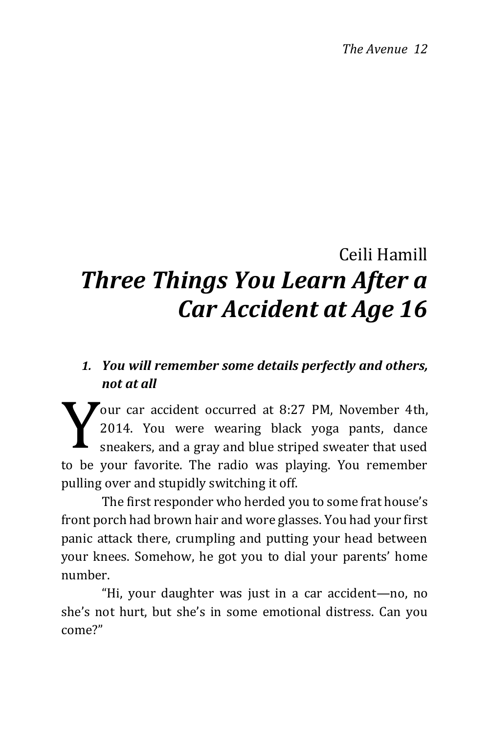Ceili Hamill

# *Three Things You Learn After a Car Accident at Age 16*

### *1. You will remember some details perfectly and others, not at all*

Your car accident occurred at 8:27 PM, November 4th, 2014. You were wearing black yoga pants, dance sneakers, and a gray and blue striped sweater that used to be your favorite. The radio was playing. You remember pulling over and stupidly switching it off.

The first responder who herded you to some frat house's front porch had brown hair and wore glasses. You had your first panic attack there, crumpling and putting your head between your knees. Somehow, he got you to dial your parents' home number.

"Hi, your daughter was just in a car accident—no, no she's not hurt, but she's in some emotional distress. Can you come?"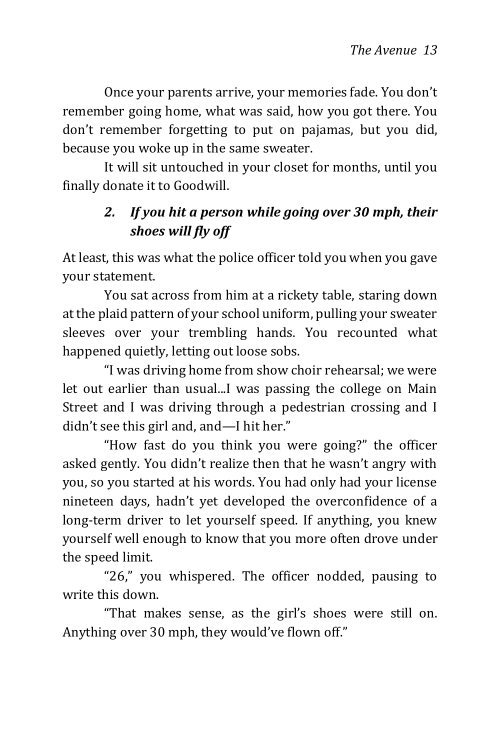Once your parents arrive, your memories fade. You don't remember going home, what was said, how you got there. You don't remember forgetting to put on pajamas, but you did, because you woke up in the same sweater.

It will sit untouched in your closet for months, until you finally donate it to Goodwill.

### *2. If you hit a person while going over 30 mph, their shoes will fly off*

At least, this was what the police officer told you when you gave your statement.

You sat across from him at a rickety table, staring down at the plaid pattern of your school uniform, pulling your sweater sleeves over your trembling hands. You recounted what happened quietly, letting out loose sobs.

"I was driving home from show choir rehearsal; we were let out earlier than usual...I was passing the college on Main Street and I was driving through a pedestrian crossing and I didn't see this girl and, and—I hit her."

"How fast do you think you were going?" the officer asked gently. You didn't realize then that he wasn't angry with you, so you started at his words. You had only had your license nineteen days, hadn't yet developed the overconfidence of a long-term driver to let yourself speed. If anything, you knew yourself well enough to know that you more often drove under the speed limit.

"26," you whispered. The officer nodded, pausing to write this down.

"That makes sense, as the girl's shoes were still on. Anything over 30 mph, they would've flown off."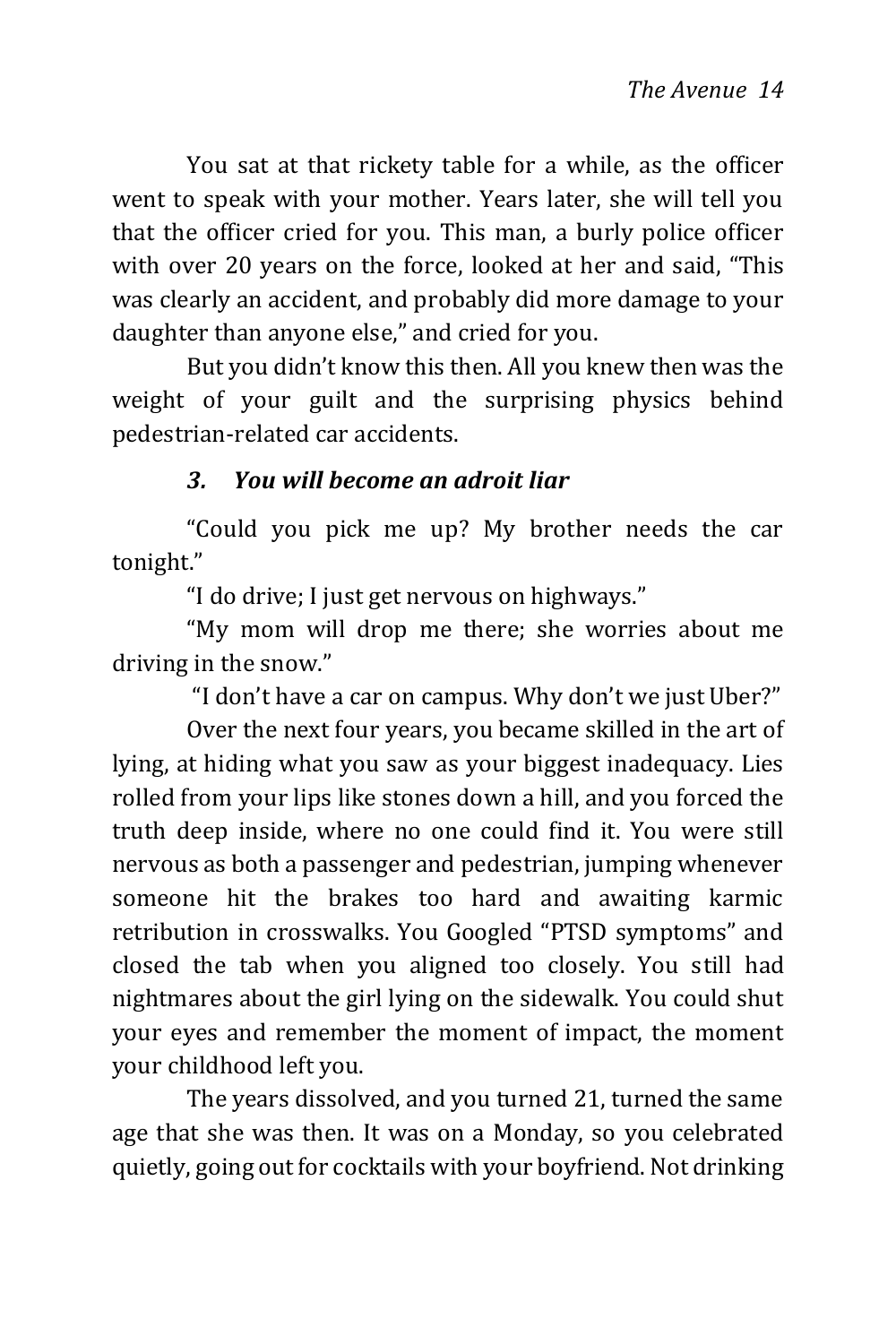You sat at that rickety table for a while, as the officer went to speak with your mother. Years later, she will tell you that the officer cried for you. This man, a burly police officer with over 20 years on the force, looked at her and said, "This was clearly an accident, and probably did more damage to your daughter than anyone else," and cried for you.

But you didn't know this then. All you knew then was the weight of your guilt and the surprising physics behind pedestrian-related car accidents.

### *3. You will become an adroit liar*

"Could you pick me up? My brother needs the car tonight."

"I do drive; I just get nervous on highways."

"My mom will drop me there; she worries about me driving in the snow."

"I don't have a car on campus. Why don't we just Uber?"

Over the next four years, you became skilled in the art of lying, at hiding what you saw as your biggest inadequacy. Lies rolled from your lips like stones down a hill, and you forced the truth deep inside, where no one could find it. You were still nervous as both a passenger and pedestrian, jumping whenever someone hit the brakes too hard and awaiting karmic retribution in crosswalks. You Googled "PTSD symptoms" and closed the tab when you aligned too closely. You still had nightmares about the girl lying on the sidewalk. You could shut your eyes and remember the moment of impact, the moment your childhood left you.

The years dissolved, and you turned 21, turned the same age that she was then. It was on a Monday, so you celebrated quietly, going out for cocktails with your boyfriend. Not drinking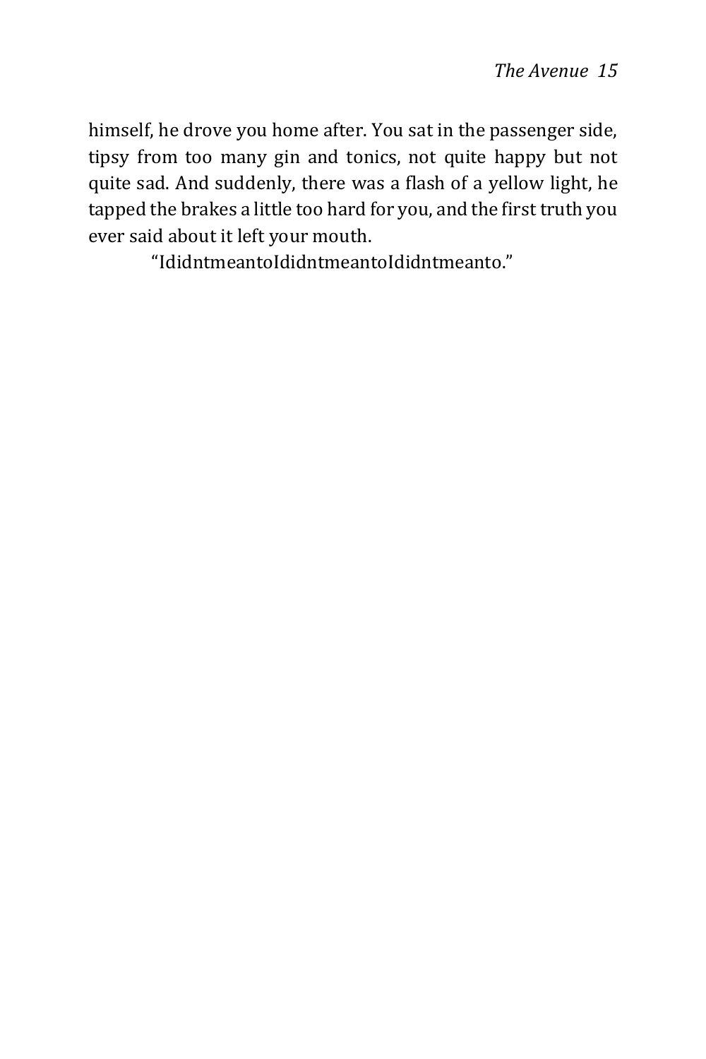himself, he drove you home after. You sat in the passenger side, tipsy from too many gin and tonics, not quite happy but not quite sad. And suddenly, there was a flash of a yellow light, he tapped the brakes a little too hard for you, and the first truth you ever said about it left your mouth.

"IdidntmeantoIdidntmeantoIdidntmeanto."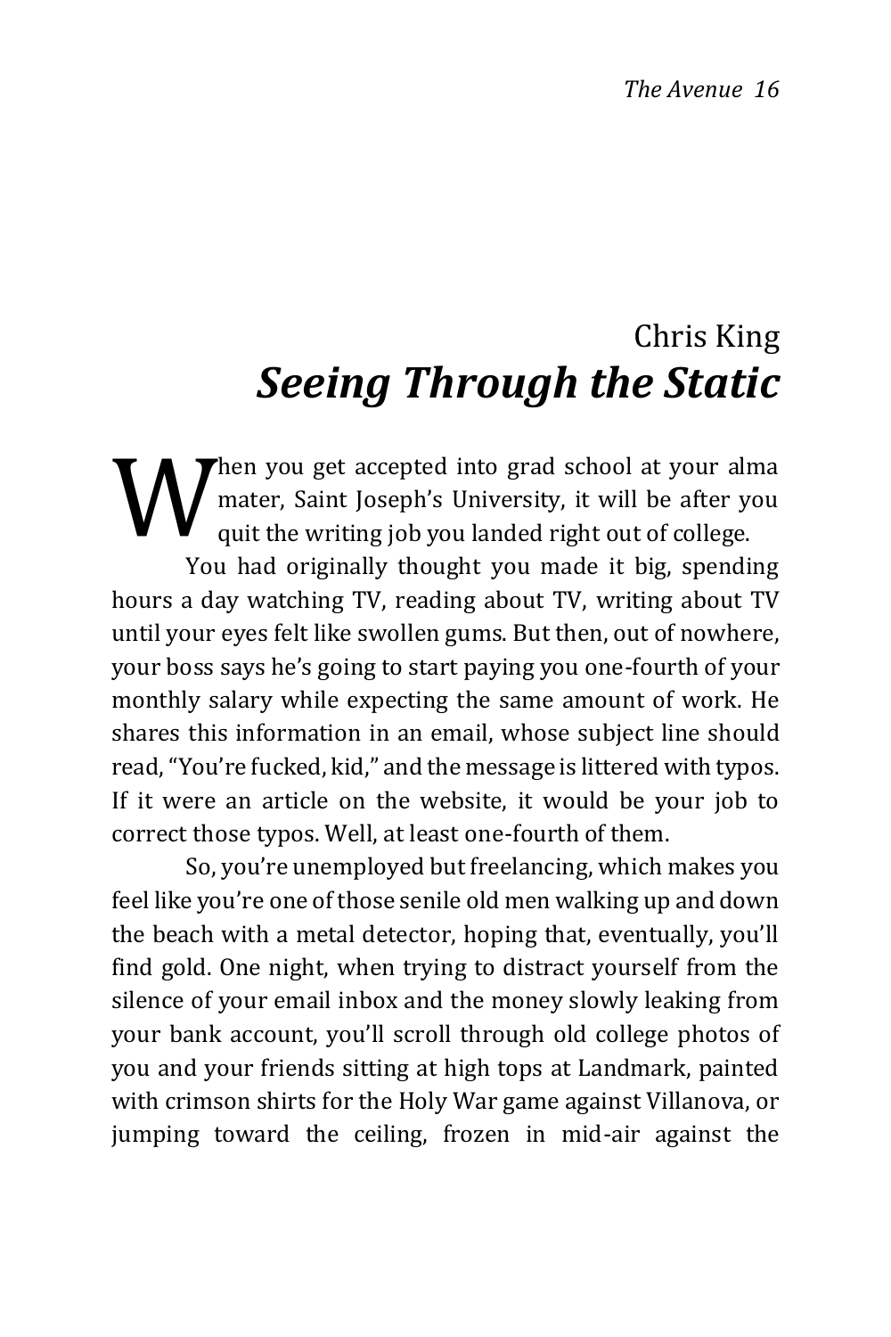## Chris King

# *Seeing Through the Static*

When you get accepted into grad school at your alma mater, Saint Joseph's University, it will be after you quit the writing job you landed right out of college.

You had originally thought you made it big, spending hours a day watching TV, reading about TV, writing about TV until your eyes felt like swollen gums. But then, out of nowhere, your boss says he's going to start paying you one-fourth of your monthly salary while expecting the same amount of work. He shares this information in an email, whose subject line should read, "You're fucked, kid," and the message is littered with typos. If it were an article on the website, it would be your job to correct those typos. Well, at least one-fourth of them.

So, you're unemployed but freelancing, which makes you feel like you're one of those senile old men walking up and down the beach with a metal detector, hoping that, eventually, you'll find gold. One night, when trying to distract yourself from the silence of your email inbox and the money slowly leaking from your bank account, you'll scroll through old college photos of you and your friends sitting at high tops at Landmark, painted with crimson shirts for the Holy War game against Villanova, or jumping toward the ceiling, frozen in mid-air against the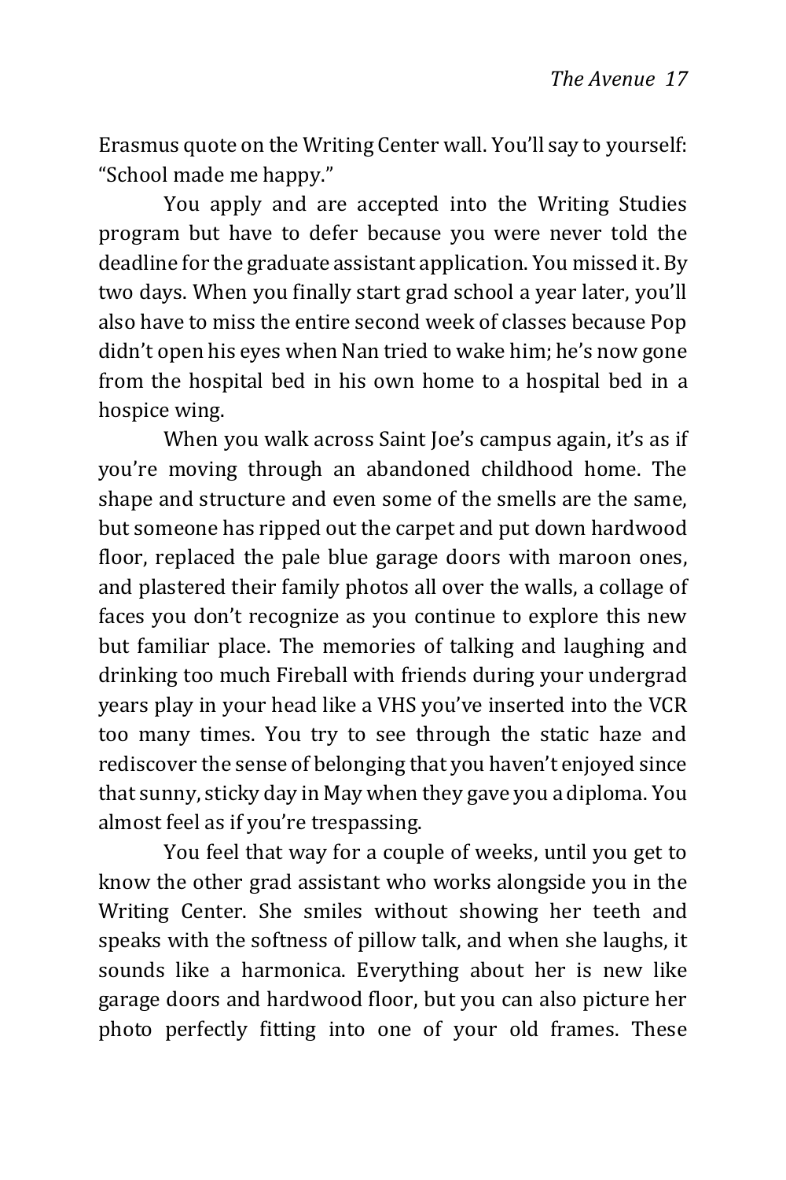Erasmus quote on the Writing Center wall. You'll say to yourself: "School made me happy."

You apply and are accepted into the Writing Studies program but have to defer because you were never told the deadline for the graduate assistant application. You missed it. By two days. When you finally start grad school a year later, you'll also have to miss the entire second week of classes because Pop didn't open his eyes when Nan tried to wake him; he's now gone from the hospital bed in his own home to a hospital bed in a hospice wing.

When you walk across Saint Joe's campus again, it's as if you're moving through an abandoned childhood home. The shape and structure and even some of the smells are the same, but someone has ripped out the carpet and put down hardwood floor, replaced the pale blue garage doors with maroon ones, and plastered their family photos all over the walls, a collage of faces you don't recognize as you continue to explore this new but familiar place. The memories of talking and laughing and drinking too much Fireball with friends during your undergrad years play in your head like a VHS you've inserted into the VCR too many times. You try to see through the static haze and rediscover the sense of belonging that you haven't enjoyed since that sunny, sticky day in May when they gave you a diploma. You almost feel as if you're trespassing.

You feel that way for a couple of weeks, until you get to know the other grad assistant who works alongside you in the Writing Center. She smiles without showing her teeth and speaks with the softness of pillow talk, and when she laughs, it sounds like a harmonica. Everything about her is new like garage doors and hardwood floor, but you can also picture her photo perfectly fitting into one of your old frames. These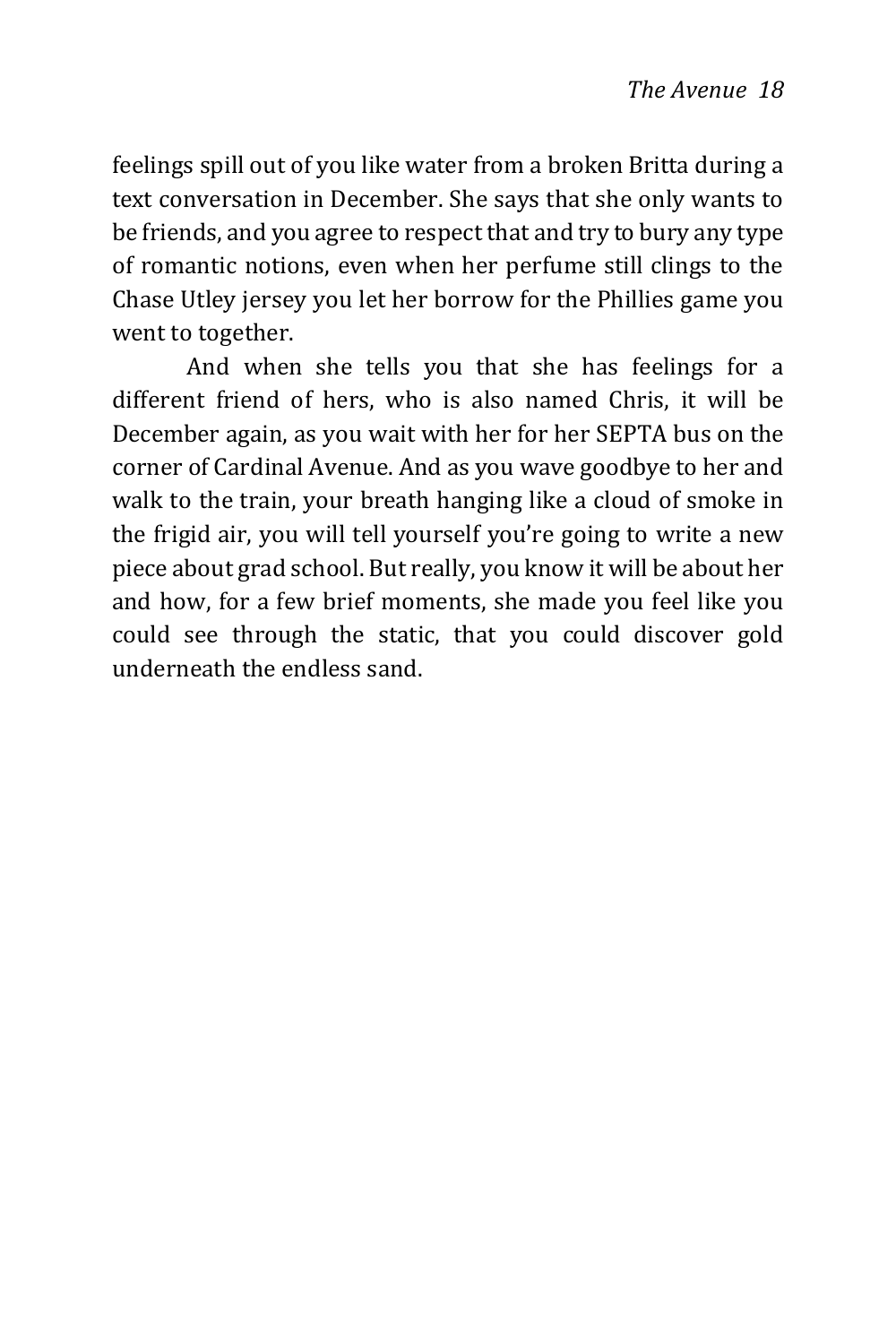feelings spill out of you like water from a broken Britta during a text conversation in December. She says that she only wants to be friends, and you agree to respect that and try to bury any type of romantic notions, even when her perfume still clings to the Chase Utley jersey you let her borrow for the Phillies game you went to together.

And when she tells you that she has feelings for a different friend of hers, who is also named Chris, it will be December again, as you wait with her for her SEPTA bus on the corner of Cardinal Avenue. And as you wave goodbye to her and walk to the train, your breath hanging like a cloud of smoke in the frigid air, you will tell yourself you're going to write a new piece about grad school. But really, you know it will be about her and how, for a few brief moments, she made you feel like you could see through the static, that you could discover gold underneath the endless sand.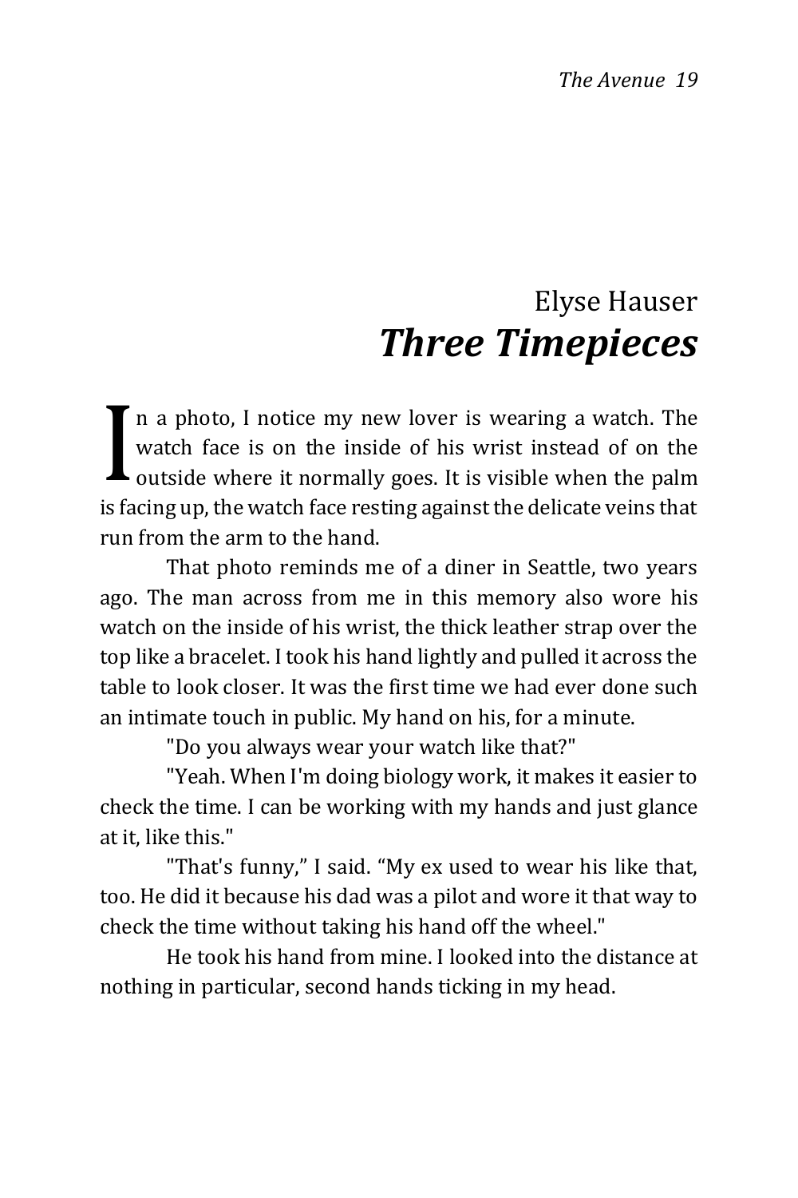## Elyse Hauser

# *Three Timepieces*

In a photo, I notice my new lover is wearing a watch. The watch face is on the inside of his wrist instead of on the outside where it normally goes. It is visible when the palm is facing up, the watch face resting against the delicate veins that run from the arm to the hand.

That photo reminds me of a diner in Seattle, two years ago. The man across from me in this memory also wore his watch on the inside of his wrist, the thick leather strap over the top like a bracelet. I took his hand lightly and pulled it across the table to look closer. It was the first time we had ever done such an intimate touch in public. My hand on his, for a minute.

"Do you always wear your watch like that?"

"Yeah. When I'm doing biology work, it makes it easier to check the time. I can be working with my hands and just glance at it, like this."

"That's funny," I said. "My ex used to wear his like that, too. He did it because his dad was a pilot and wore it that way to check the time without taking his hand off the wheel."

He took his hand from mine. I looked into the distance at nothing in particular, second hands ticking in my head.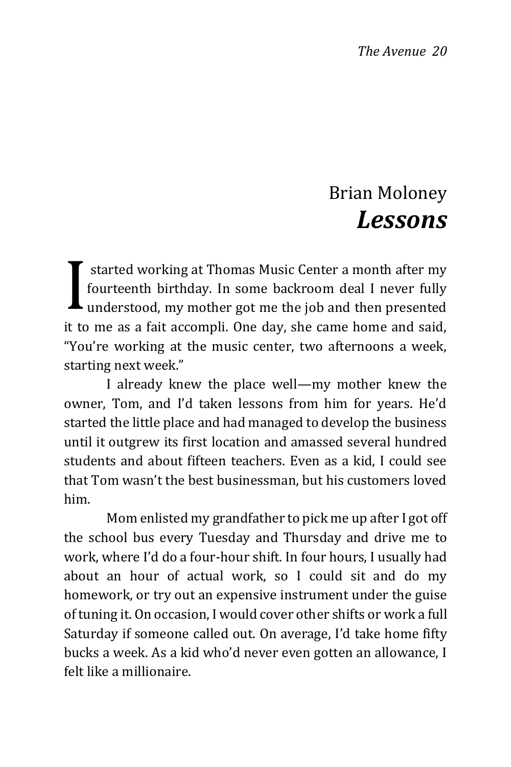## Brian Moloney

# *Lessons*

I started working at Thomas Music Center a month after my fourteenth birthday. In some backroom deal I never fully understood, my mother got me the job and then presented it to me as a fait accompli. One day, she came home and said, "You're working at the music center, two afternoons a week, starting next week."

I already knew the place well—my mother knew the owner, Tom, and I'd taken lessons from him for years. He'd started the little place and had managed to develop the business until it outgrew its first location and amassed several hundred students and about fifteen teachers. Even as a kid, I could see that Tom wasn't the best businessman, but his customers loved him.

Mom enlisted my grandfather to pick me up after I got off the school bus every Tuesday and Thursday and drive me to work, where I'd do a four-hour shift. In four hours, I usually had about an hour of actual work, so I could sit and do my homework, or try out an expensive instrument under the guise of tuning it. On occasion, I would cover other shifts or work a full Saturday if someone called out. On average, I'd take home fifty bucks a week. As a kid who'd never even gotten an allowance, I felt like a millionaire.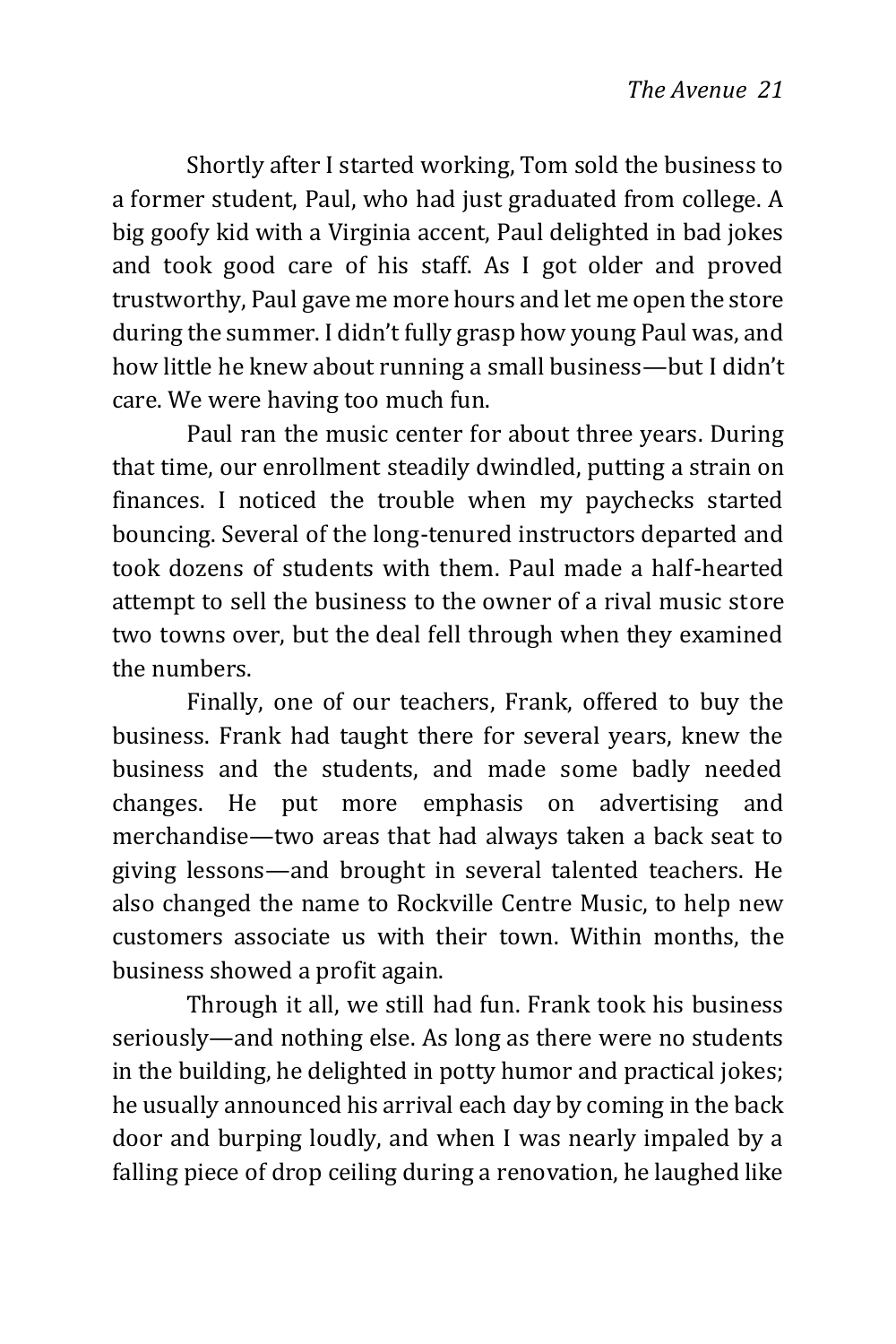Shortly after I started working, Tom sold the business to a former student, Paul, who had just graduated from college. A big goofy kid with a Virginia accent, Paul delighted in bad jokes and took good care of his staff. As I got older and proved trustworthy, Paul gave me more hours and let me open the store during the summer. I didn't fully grasp how young Paul was, and how little he knew about running a small business—but I didn't care. We were having too much fun.

Paul ran the music center for about three years. During that time, our enrollment steadily dwindled, putting a strain on finances. I noticed the trouble when my paychecks started bouncing. Several of the long-tenured instructors departed and took dozens of students with them. Paul made a half-hearted attempt to sell the business to the owner of a rival music store two towns over, but the deal fell through when they examined the numbers.

Finally, one of our teachers, Frank, offered to buy the business. Frank had taught there for several years, knew the business and the students, and made some badly needed changes. He put more emphasis on advertising and merchandise—two areas that had always taken a back seat to giving lessons—and brought in several talented teachers. He also changed the name to Rockville Centre Music, to help new customers associate us with their town. Within months, the business showed a profit again.

Through it all, we still had fun. Frank took his business seriously—and nothing else. As long as there were no students in the building, he delighted in potty humor and practical jokes; he usually announced his arrival each day by coming in the back door and burping loudly, and when I was nearly impaled by a falling piece of drop ceiling during a renovation, he laughed like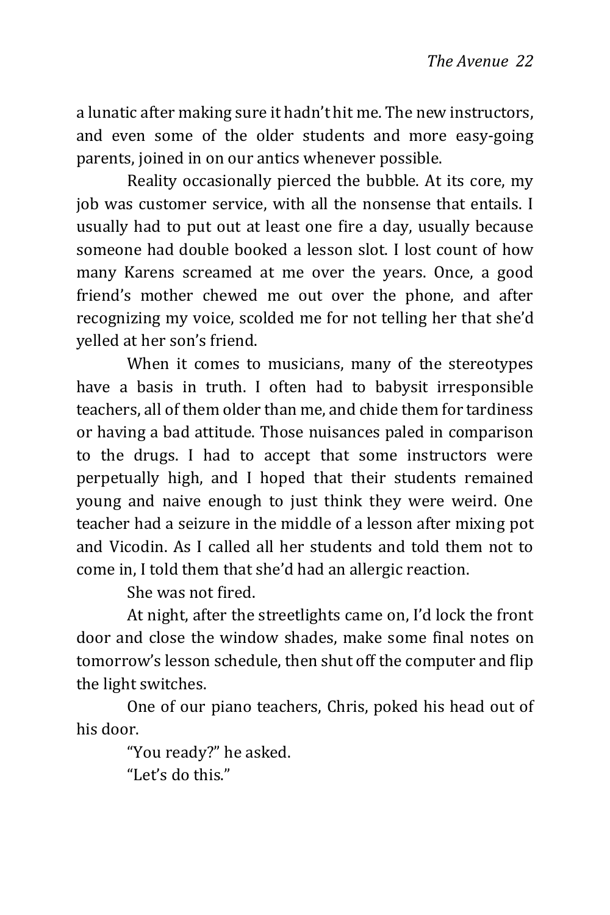a lunatic after making sure it hadn't hit me. The new instructors, and even some of the older students and more easy-going parents, joined in on our antics whenever possible.

Reality occasionally pierced the bubble. At its core, my job was customer service, with all the nonsense that entails. I usually had to put out at least one fire a day, usually because someone had double booked a lesson slot. I lost count of how many Karens screamed at me over the years. Once, a good friend's mother chewed me out over the phone, and after recognizing my voice, scolded me for not telling her that she'd yelled at her son's friend.

When it comes to musicians, many of the stereotypes have a basis in truth. I often had to babysit irresponsible teachers, all of them older than me, and chide them for tardiness or having a bad attitude. Those nuisances paled in comparison to the drugs. I had to accept that some instructors were perpetually high, and I hoped that their students remained young and naive enough to just think they were weird. One teacher had a seizure in the middle of a lesson after mixing pot and Vicodin. As I called all her students and told them not to come in, I told them that she'd had an allergic reaction.

She was not fired.

At night, after the streetlights came on, I'd lock the front door and close the window shades, make some final notes on tomorrow's lesson schedule, then shut off the computer and flip the light switches.

One of our piano teachers, Chris, poked his head out of his door.

"You ready?" he asked.

"Let's do this."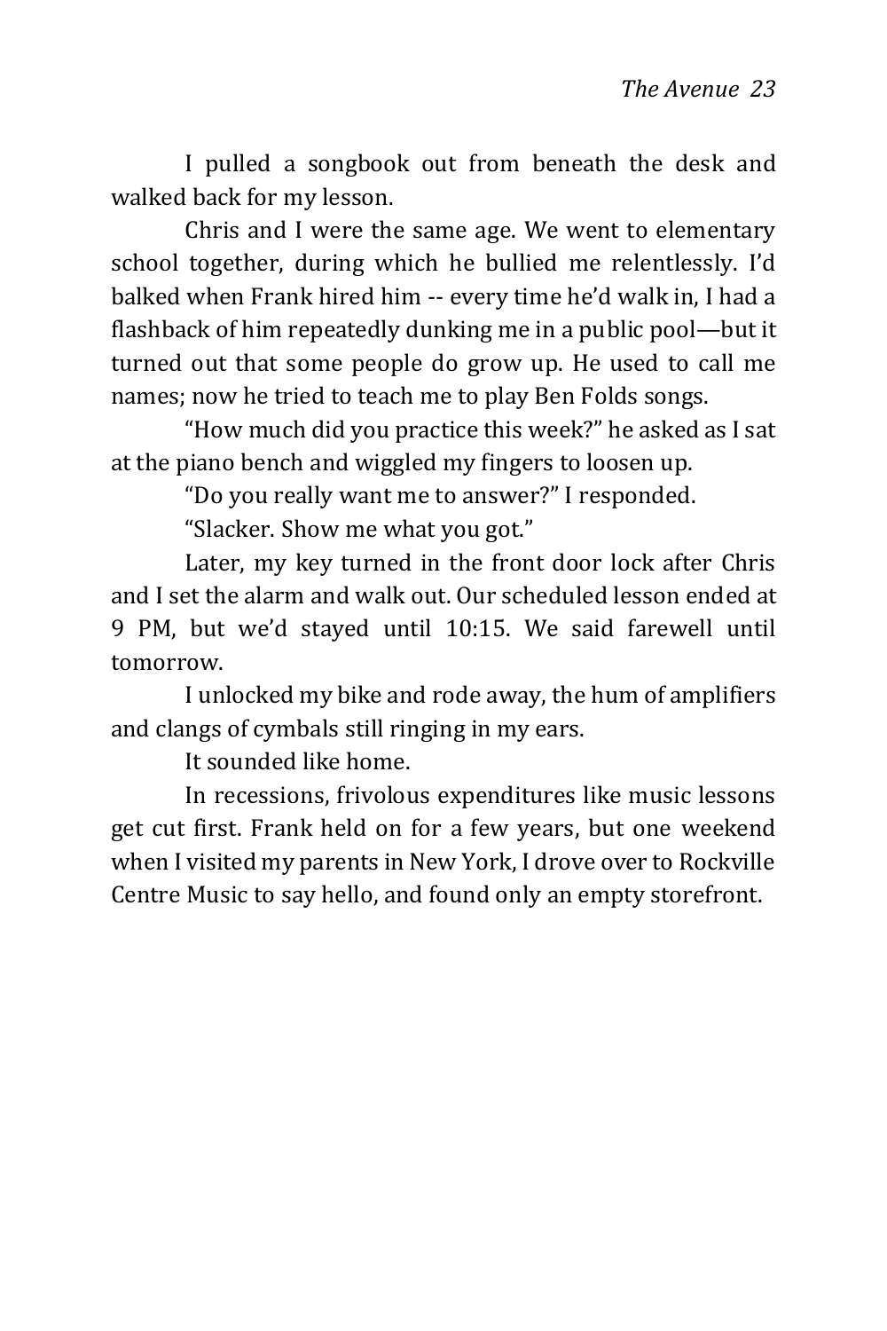I pulled a songbook out from beneath the desk and walked back for my lesson.

Chris and I were the same age. We went to elementary school together, during which he bullied me relentlessly. I'd balked when Frank hired him -- every time he'd walk in, I had a flashback of him repeatedly dunking me in a public pool—but it turned out that some people do grow up. He used to call me names; now he tried to teach me to play Ben Folds songs.

"How much did you practice this week?" he asked as I sat at the piano bench and wiggled my fingers to loosen up.

"Do you really want me to answer?" I responded.

"Slacker. Show me what you got."

Later, my key turned in the front door lock after Chris and I set the alarm and walk out. Our scheduled lesson ended at 9 PM, but we'd stayed until 10:15. We said farewell until tomorrow.

I unlocked my bike and rode away, the hum of amplifiers and clangs of cymbals still ringing in my ears.

It sounded like home.

In recessions, frivolous expenditures like music lessons get cut first. Frank held on for a few years, but one weekend when I visited my parents in New York, I drove over to Rockville Centre Music to say hello, and found only an empty storefront.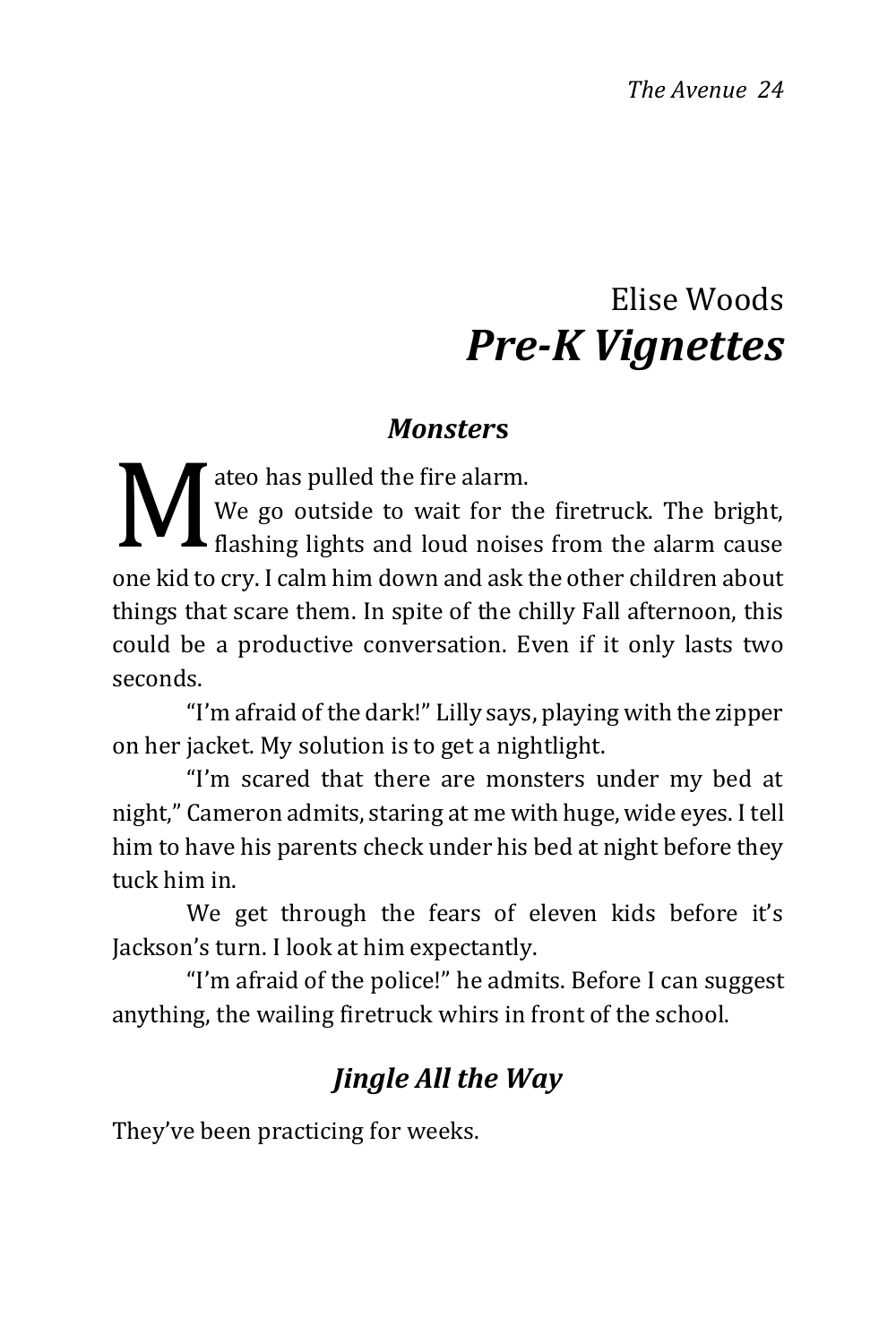Elise Woods

# *Pre-K Vignettes*

## *Monsters*

Mateo has pulled the fire alarm.

We go outside to wait for the firetruck. The bright, flashing lights and loud noises from the alarm cause one kid to cry. I calm him down and ask the other children about things that scare them. In spite of the chilly Fall afternoon, this could be a productive conversation. Even if it only lasts two seconds.

"I'm afraid of the dark!" Lilly says, playing with the zipper on her jacket. My solution is to get a nightlight.

"I'm scared that there are monsters under my bed at night," Cameron admits, staring at me with huge, wide eyes. I tell him to have his parents check under his bed at night before they tuck him in.

We get through the fears of eleven kids before it's Jackson's turn. I look at him expectantly.

"I'm afraid of the police!" he admits. Before I can suggest anything, the wailing firetruck whirs in front of the school.

## *Jingle All the Way*

They've been practicing for weeks.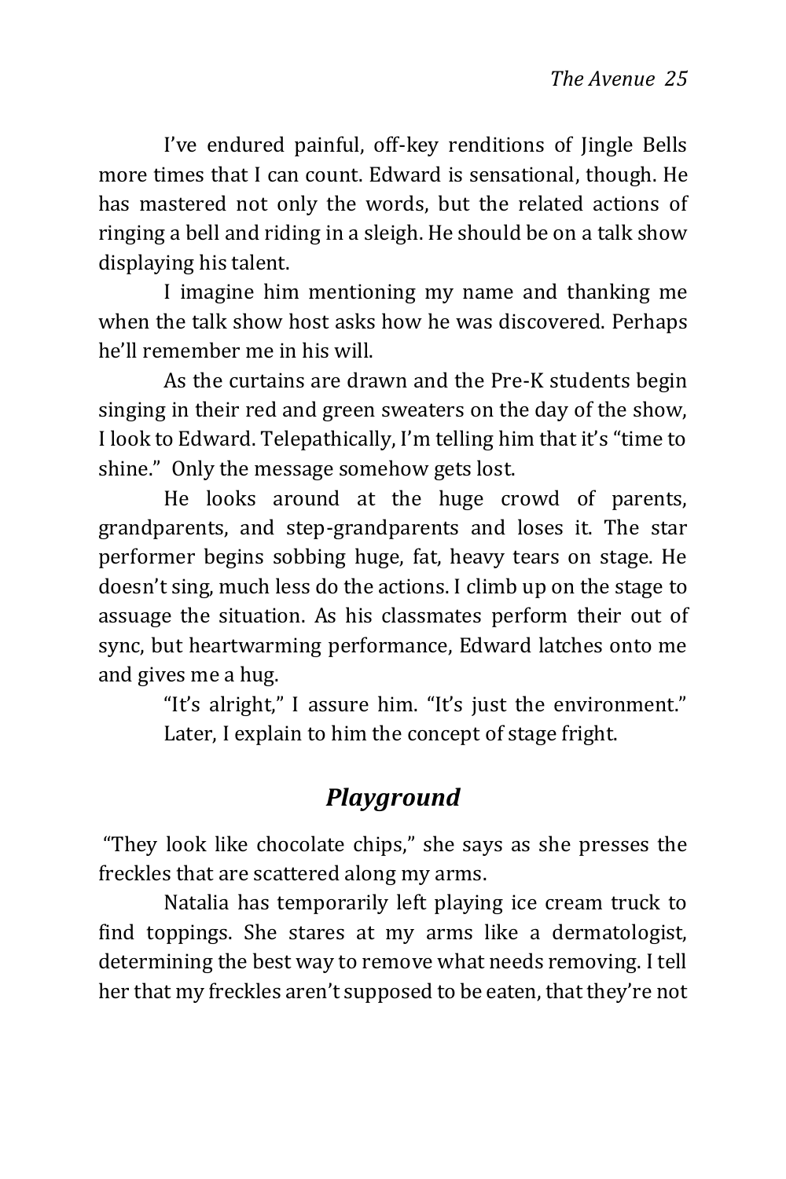I've endured painful, off-key renditions of Jingle Bells more times that I can count. Edward is sensational, though. He has mastered not only the words, but the related actions of ringing a bell and riding in a sleigh. He should be on a talk show displaying his talent.

I imagine him mentioning my name and thanking me when the talk show host asks how he was discovered. Perhaps he'll remember me in his will.

As the curtains are drawn and the Pre-K students begin singing in their red and green sweaters on the day of the show, I look to Edward. Telepathically, I'm telling him that it's "time to shine." Only the message somehow gets lost.

He looks around at the huge crowd of parents, grandparents, and step-grandparents and loses it. The star performer begins sobbing huge, fat, heavy tears on stage. He doesn't sing, much less do the actions. I climb up on the stage to assuage the situation. As his classmates perform their out of sync, but heartwarming performance, Edward latches onto me and gives me a hug.

"It's alright," I assure him. "It's just the environment."

Later, I explain to him the concept of stage fright.

## *Playground*

"They look like chocolate chips," she says as she presses the freckles that are scattered along my arms.

Natalia has temporarily left playing ice cream truck to find toppings. She stares at my arms like a dermatologist, determining the best way to remove what needs removing. I tell her that my freckles aren't supposed to be eaten, that they're not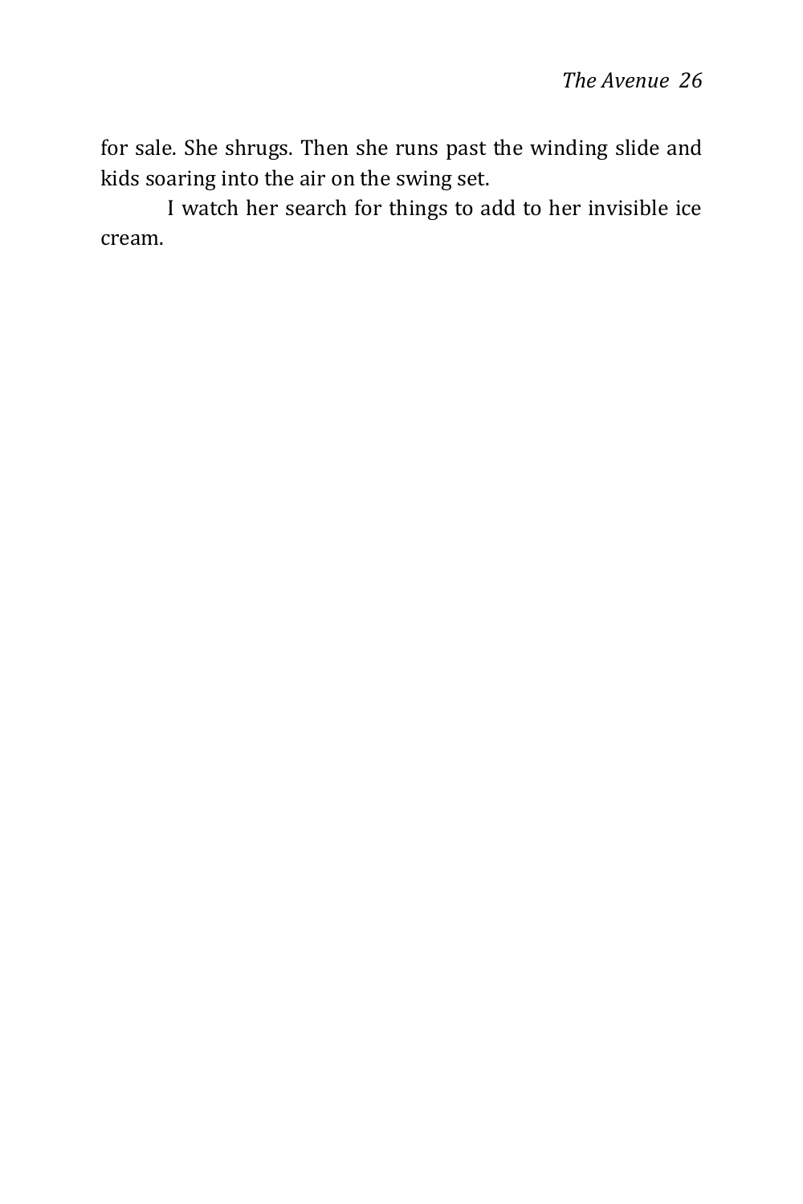for sale. She shrugs. Then she runs past the winding slide and kids soaring into the air on the swing set.

I watch her search for things to add to her invisible ice cream.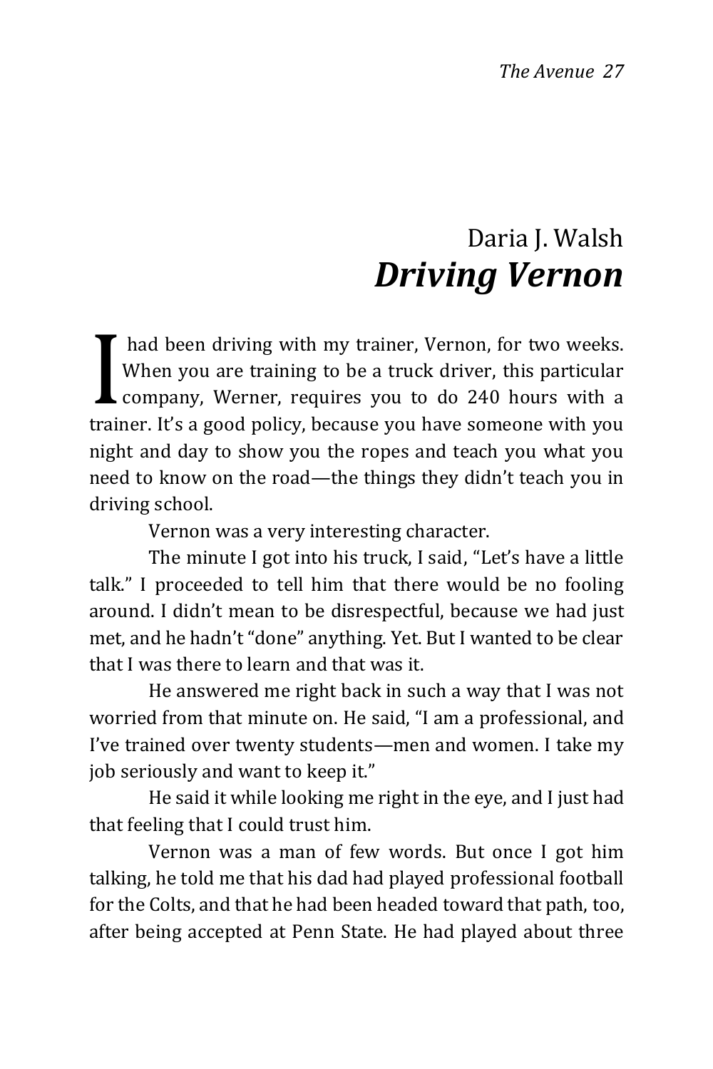## Daria J. Walsh

# *Driving Vernon*

I had been driving with my trainer, Vernon, for two weeks. When you are training to be a truck driver, this particular company, Werner, requires you to do 240 hours with a trainer. It's a good policy, because you have someone with you night and day to show you the ropes and teach you what you need to know on the road—the things they didn't teach you in driving school.

Vernon was a very interesting character.

The minute I got into his truck, I said, "Let's have a little talk." I proceeded to tell him that there would be no fooling around. I didn't mean to be disrespectful, because we had just met, and he hadn't "done" anything. Yet. But I wanted to be clear that I was there to learn and that was it.

He answered me right back in such a way that I was not worried from that minute on. He said, "I am a professional, and I've trained over twenty students—men and women. I take my job seriously and want to keep it."

He said it while looking me right in the eye, and I just had that feeling that I could trust him.

Vernon was a man of few words. But once I got him talking, he told me that his dad had played professional football for the Colts, and that he had been headed toward that path, too, after being accepted at Penn State. He had played about three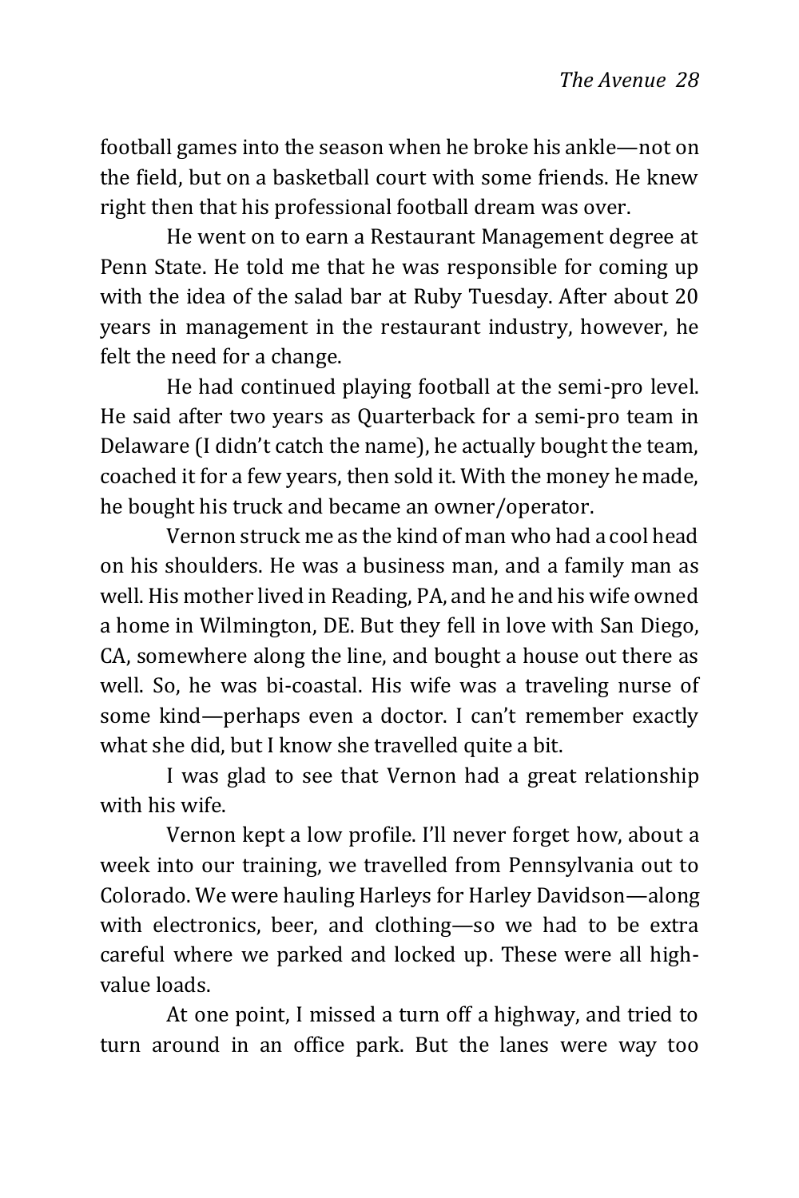football games into the season when he broke his ankle—not on the field, but on a basketball court with some friends. He knew right then that his professional football dream was over.

He went on to earn a Restaurant Management degree at Penn State. He told me that he was responsible for coming up with the idea of the salad bar at Ruby Tuesday. After about 20 years in management in the restaurant industry, however, he felt the need for a change.

He had continued playing football at the semi-pro level. He said after two years as Quarterback for a semi-pro team in Delaware (I didn't catch the name), he actually bought the team, coached it for a few years, then sold it. With the money he made, he bought his truck and became an owner/operator.

Vernon struck me as the kind of man who had a cool head on his shoulders. He was a business man, and a family man as well. His mother lived in Reading, PA, and he and his wife owned a home in Wilmington, DE. But they fell in love with San Diego, CA, somewhere along the line, and bought a house out there as well. So, he was bi-coastal. His wife was a traveling nurse of some kind—perhaps even a doctor. I can't remember exactly what she did, but I know she travelled quite a bit.

I was glad to see that Vernon had a great relationship with his wife.

Vernon kept a low profile. I'll never forget how, about a week into our training, we travelled from Pennsylvania out to Colorado. We were hauling Harleys for Harley Davidson—along with electronics, beer, and clothing—so we had to be extra careful where we parked and locked up. These were all high-value loads.

At one point, I missed a turn off a highway, and tried to turn around in an office park. But the lanes were way too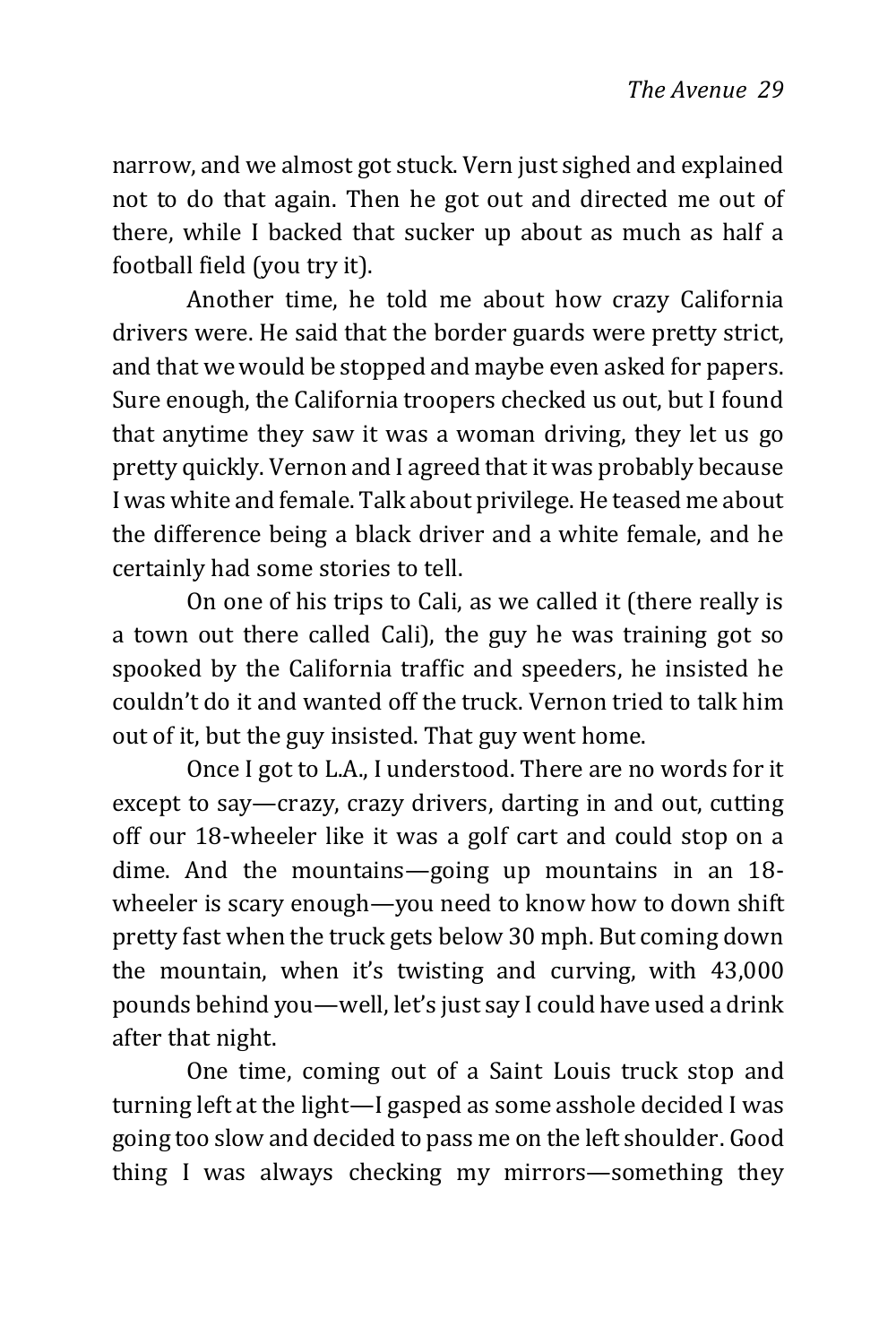narrow, and we almost got stuck. Vern just sighed and explained not to do that again. Then he got out and directed me out of there, while I backed that sucker up about as much as half a football field (you try it).

Another time, he told me about how crazy California drivers were. He said that the border guards were pretty strict, and that we would be stopped and maybe even asked for papers. Sure enough, the California troopers checked us out, but I found that anytime they saw it was a woman driving, they let us go pretty quickly. Vernon and I agreed that it was probably because I was white and female. Talk about privilege. He teased me about the difference being a black driver and a white female, and he certainly had some stories to tell.

On one of his trips to Cali, as we called it (there really is a town out there called Cali), the guy he was training got so spooked by the California traffic and speeders, he insisted he couldn't do it and wanted off the truck. Vernon tried to talk him out of it, but the guy insisted. That guy went home.

Once I got to L.A., I understood. There are no words for it except to say—crazy, crazy drivers, darting in and out, cutting off our 18-wheeler like it was a golf cart and could stop on a dime. And the mountains—going up mountains in an 18-wheeler is scary enough—you need to know how to down shift pretty fast when the truck gets below 30 mph. But coming down the mountain, when it's twisting and curving, with 43,000 pounds behind you—well, let's just say I could have used a drink after that night.

One time, coming out of a Saint Louis truck stop and turning left at the light—I gasped as some asshole decided I was going too slow and decided to pass me on the left shoulder. Good thing I was always checking my mirrors—something they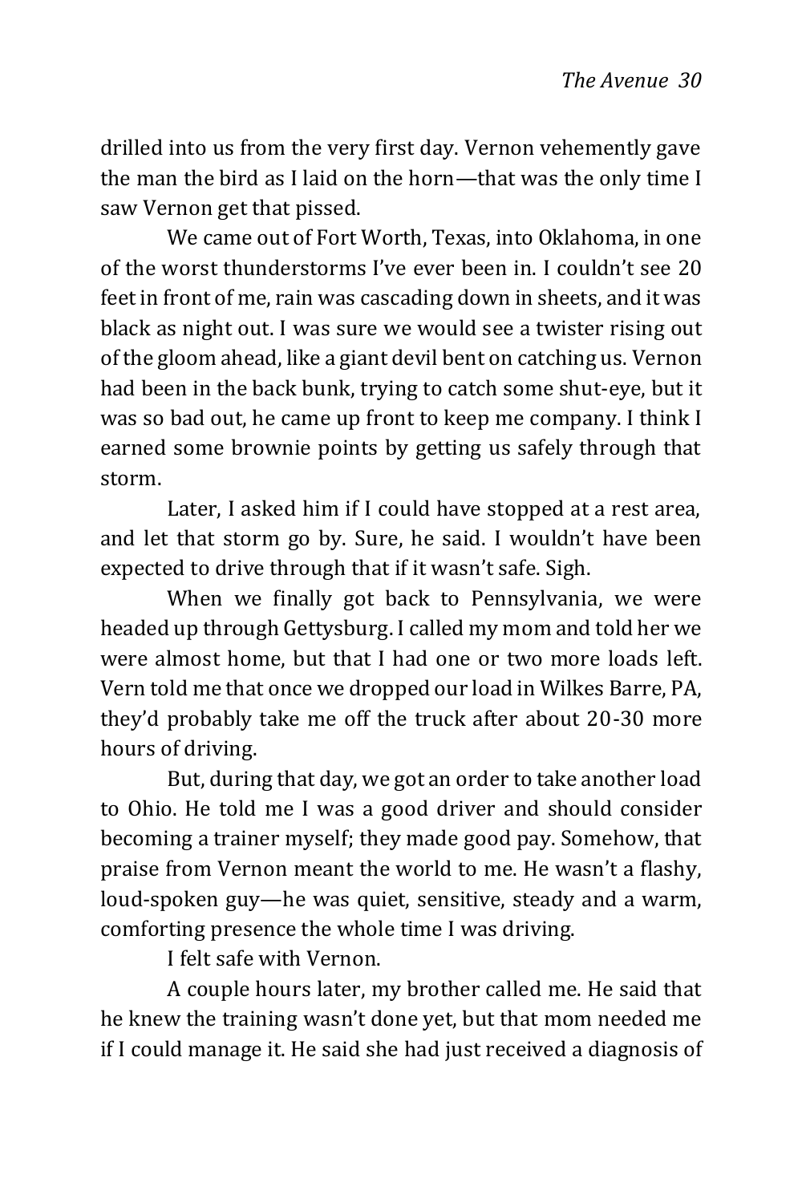drilled into us from the very first day. Vernon vehemently gave the man the bird as I laid on the horn—that was the only time I saw Vernon get that pissed.

We came out of Fort Worth, Texas, into Oklahoma, in one of the worst thunderstorms I've ever been in. I couldn't see 20 feet in front of me, rain was cascading down in sheets, and it was black as night out. I was sure we would see a twister rising out of the gloom ahead, like a giant devil bent on catching us. Vernon had been in the back bunk, trying to catch some shut-eye, but it was so bad out, he came up front to keep me company. I think I earned some brownie points by getting us safely through that storm.

Later, I asked him if I could have stopped at a rest area, and let that storm go by. Sure, he said. I wouldn't have been expected to drive through that if it wasn't safe. Sigh.

When we finally got back to Pennsylvania, we were headed up through Gettysburg. I called my mom and told her we were almost home, but that I had one or two more loads left. Vern told me that once we dropped our load in Wilkes Barre, PA, they'd probably take me off the truck after about 20-30 more hours of driving.

But, during that day, we got an order to take another load to Ohio. He told me I was a good driver and should consider becoming a trainer myself; they made good pay. Somehow, that praise from Vernon meant the world to me. He wasn't a flashy, loud-spoken guy—he was quiet, sensitive, steady and a warm, comforting presence the whole time I was driving.

I felt safe with Vernon.

A couple hours later, my brother called me. He said that he knew the training wasn't done yet, but that mom needed me if I could manage it. He said she had just received a diagnosis of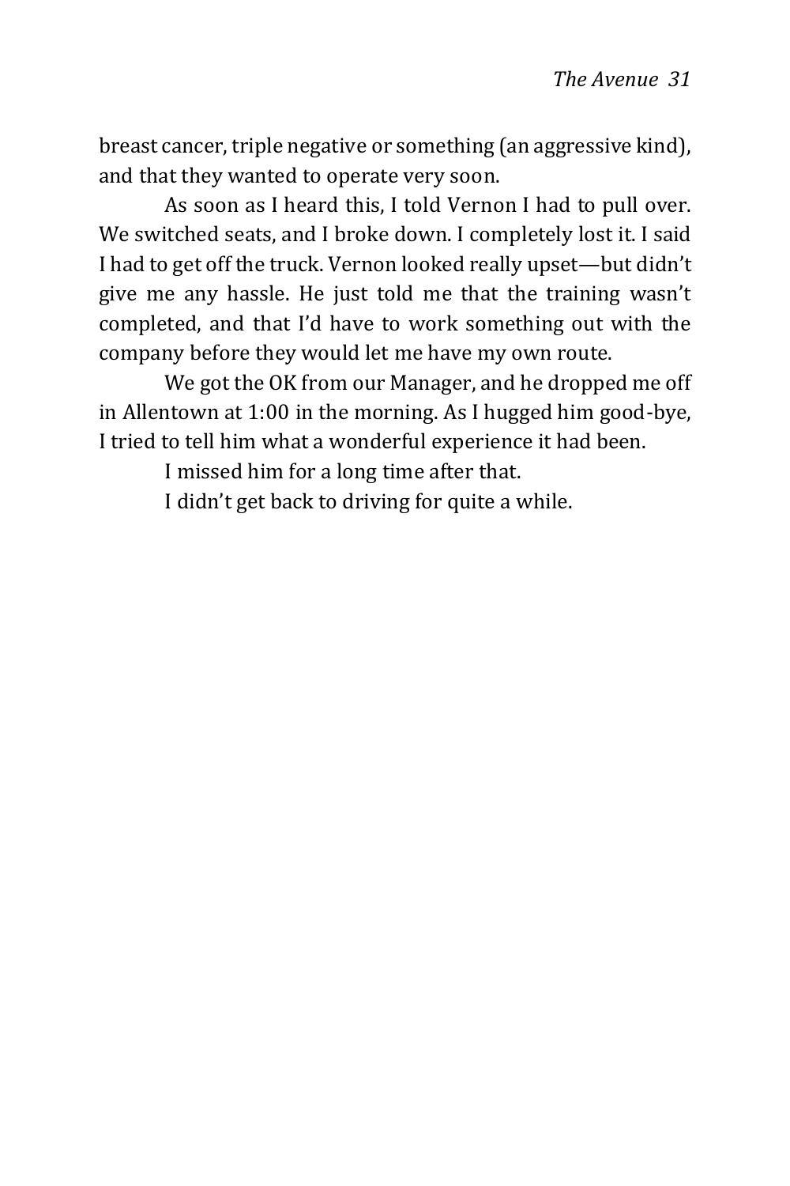breast cancer, triple negative or something (an aggressive kind), and that they wanted to operate very soon.

As soon as I heard this, I told Vernon I had to pull over. We switched seats, and I broke down. I completely lost it. I said I had to get off the truck. Vernon looked really upset—but didn't give me any hassle. He just told me that the training wasn't completed, and that I'd have to work something out with the company before they would let me have my own route.

We got the OK from our Manager, and he dropped me off in Allentown at 1:00 in the morning. As I hugged him good-bye, I tried to tell him what a wonderful experience it had been.

I missed him for a long time after that.

I didn't get back to driving for quite a while.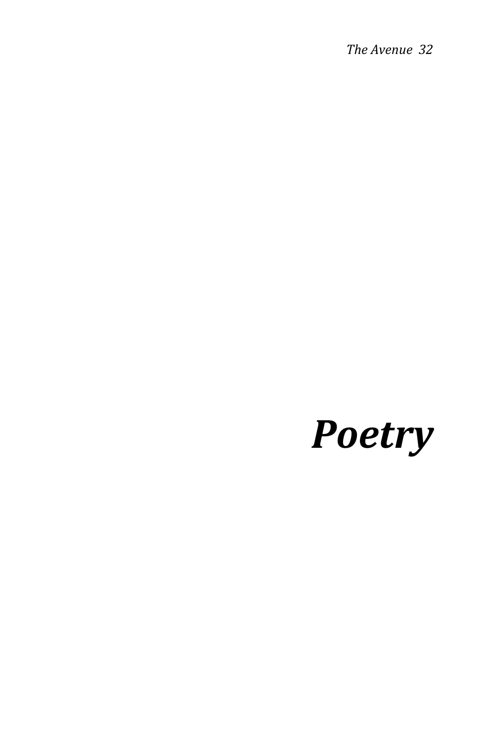# *Poetry*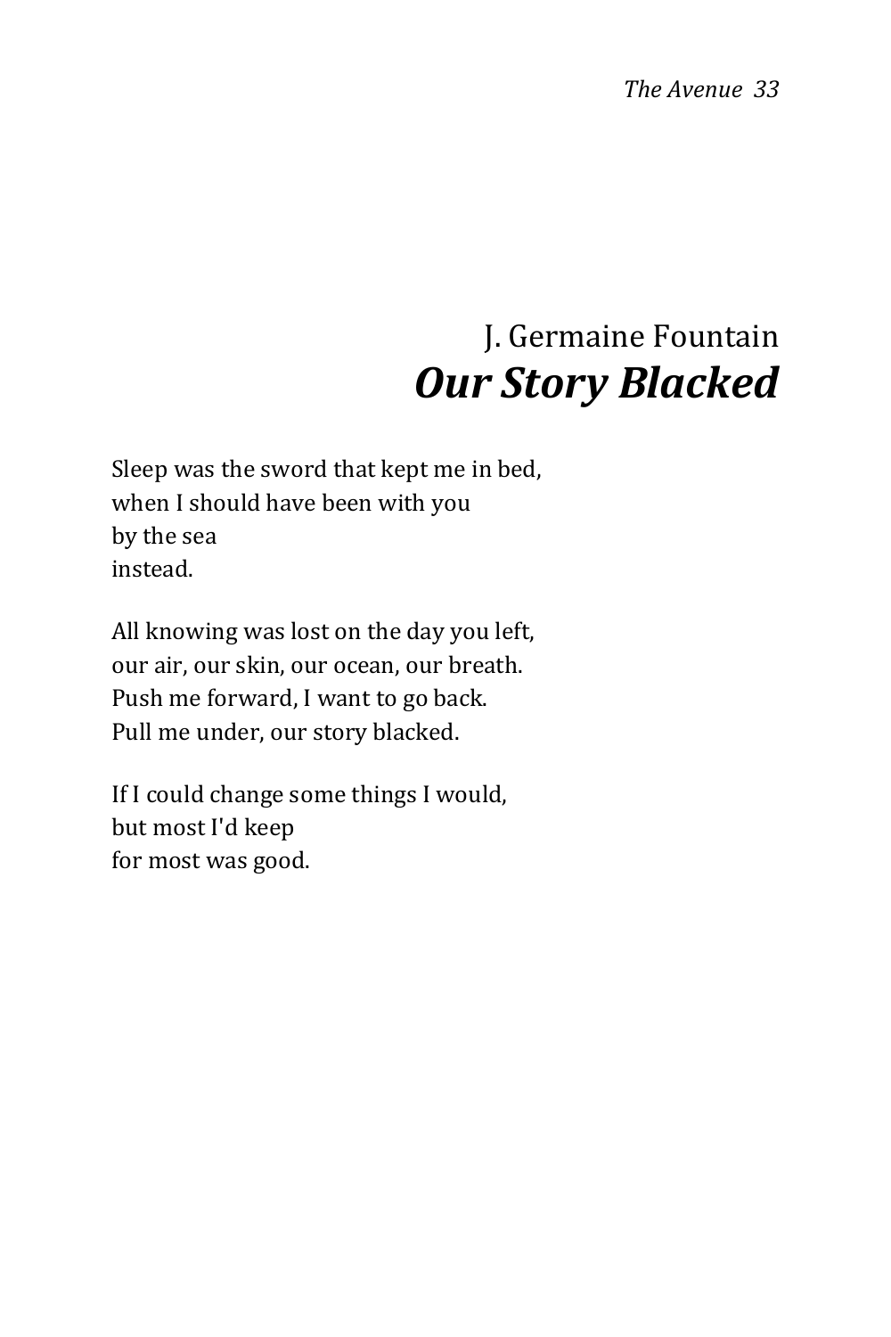J. Germaine Fountain

# *Our Story Blacked*

Sleep was the sword that kept me in bed,  
when I should have been with you  
by the sea  
instead.

All knowing was lost on the day you left,  
our air, our skin, our ocean, our breath.  
Push me forward, I want to go back.  
Pull me under, our story blacked.

If I could change some things I would,  
but most I'd keep  
for most was good.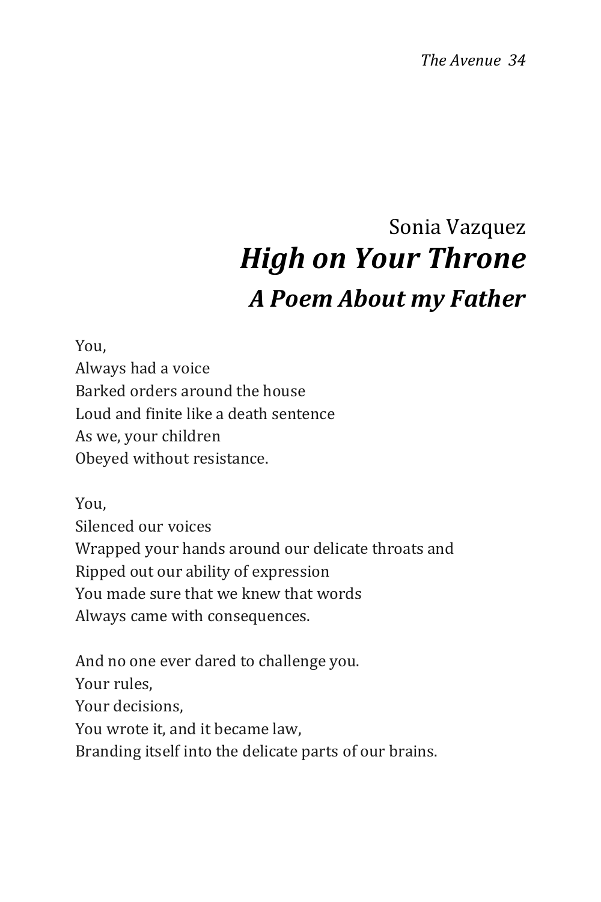Sonia Vazquez

# *High on Your Throne*

## *A Poem About my Father*

You,  
Always had a voice  
Barked orders around the house  
Loud and finite like a death sentence  
As we, your children  
Obeyed without resistance.

You,  
Silenced our voices  
Wrapped your hands around our delicate throats and  
Ripped out our ability of expression  
You made sure that we knew that words  
Always came with consequences.

And no one ever dared to challenge you.  
Your rules,  
Your decisions,  
You wrote it, and it became law,  
Branding itself into the delicate parts of our brains.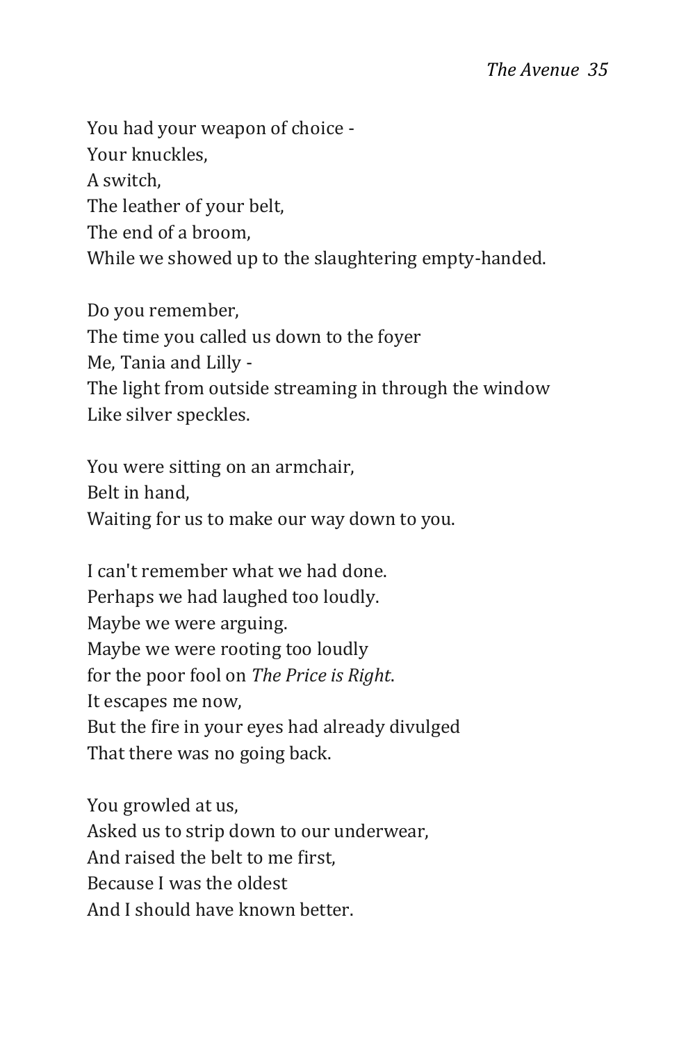You had your weapon of choice -  
Your knuckles,  
A switch,  
The leather of your belt,  
The end of a broom,  
While we showed up to the slaughtering empty-handed.

Do you remember,  
The time you called us down to the foyer  
Me, Tania and Lilly -  
The light from outside streaming in through the window  
Like silver speckles.

You were sitting on an armchair,  
Belt in hand,  
Waiting for us to make our way down to you.

I can't remember what we had done.  
Perhaps we had laughed too loudly.  
Maybe we were arguing.  
Maybe we were rooting too loudly  
for the poor fool on *The Price is Right*.  
It escapes me now,  
But the fire in your eyes had already divulged  
That there was no going back.

You growled at us,  
Asked us to strip down to our underwear,  
And raised the belt to me first,  
Because I was the oldest  
And I should have known better.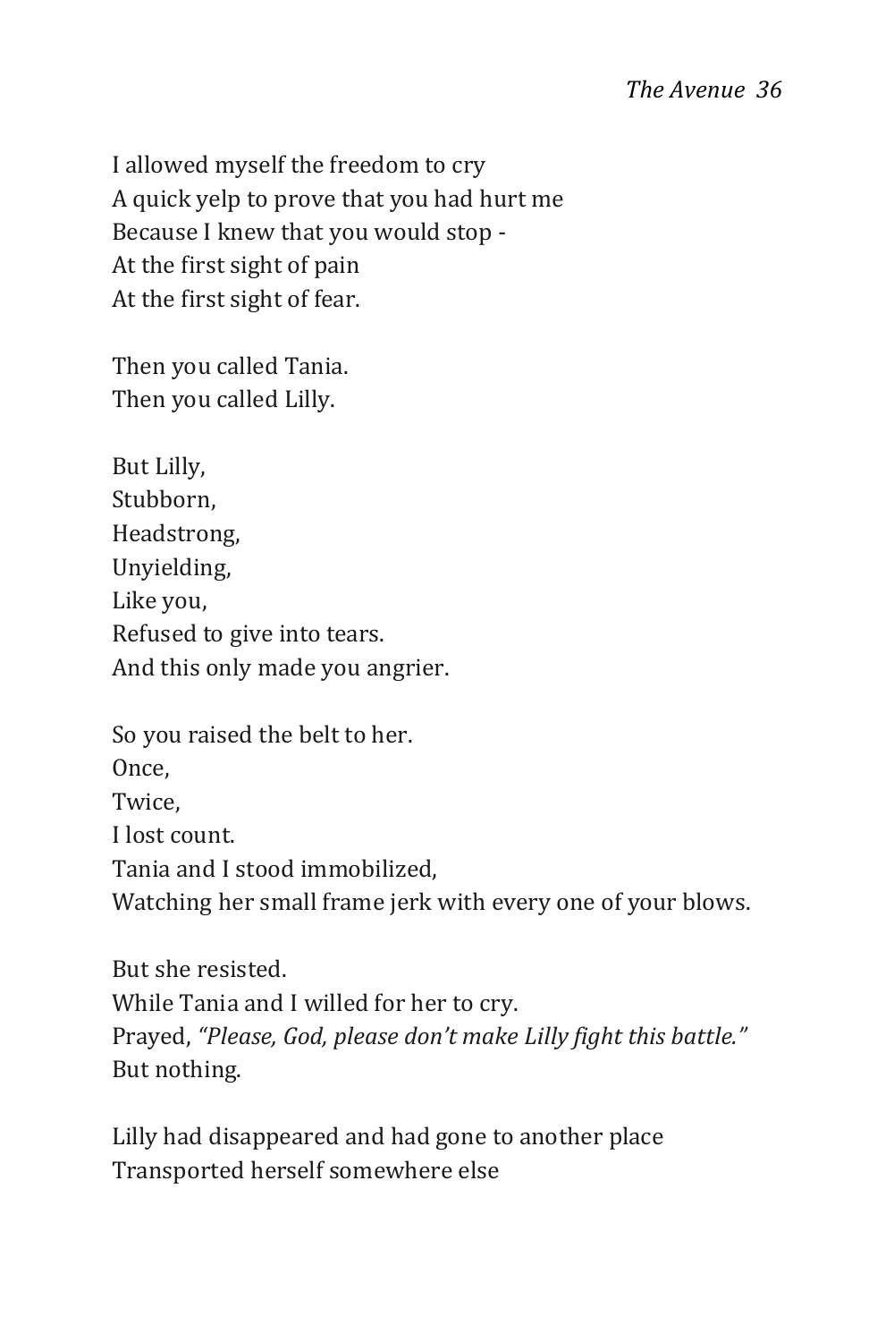I allowed myself the freedom to cry
A quick yelp to prove that you had hurt me
Because I knew that you would stop -
At the first sight of pain
At the first sight of fear.

Then you called Tania.
Then you called Lilly.

But Lilly,
Stubborn,
Headstrong,
Unyielding,
Like you,
Refused to give into tears.
And this only made you angrier.

So you raised the belt to her.
Once,
Twice,
I lost count.
Tania and I stood immobilized,
Watching her small frame jerk with every one of your blows.

But she resisted.
While Tania and I willed for her to cry.
Prayed, *"Please, God, please don't make Lilly fight this battle."*
But nothing.

Lilly had disappeared and had gone to another place
Transported herself somewhere else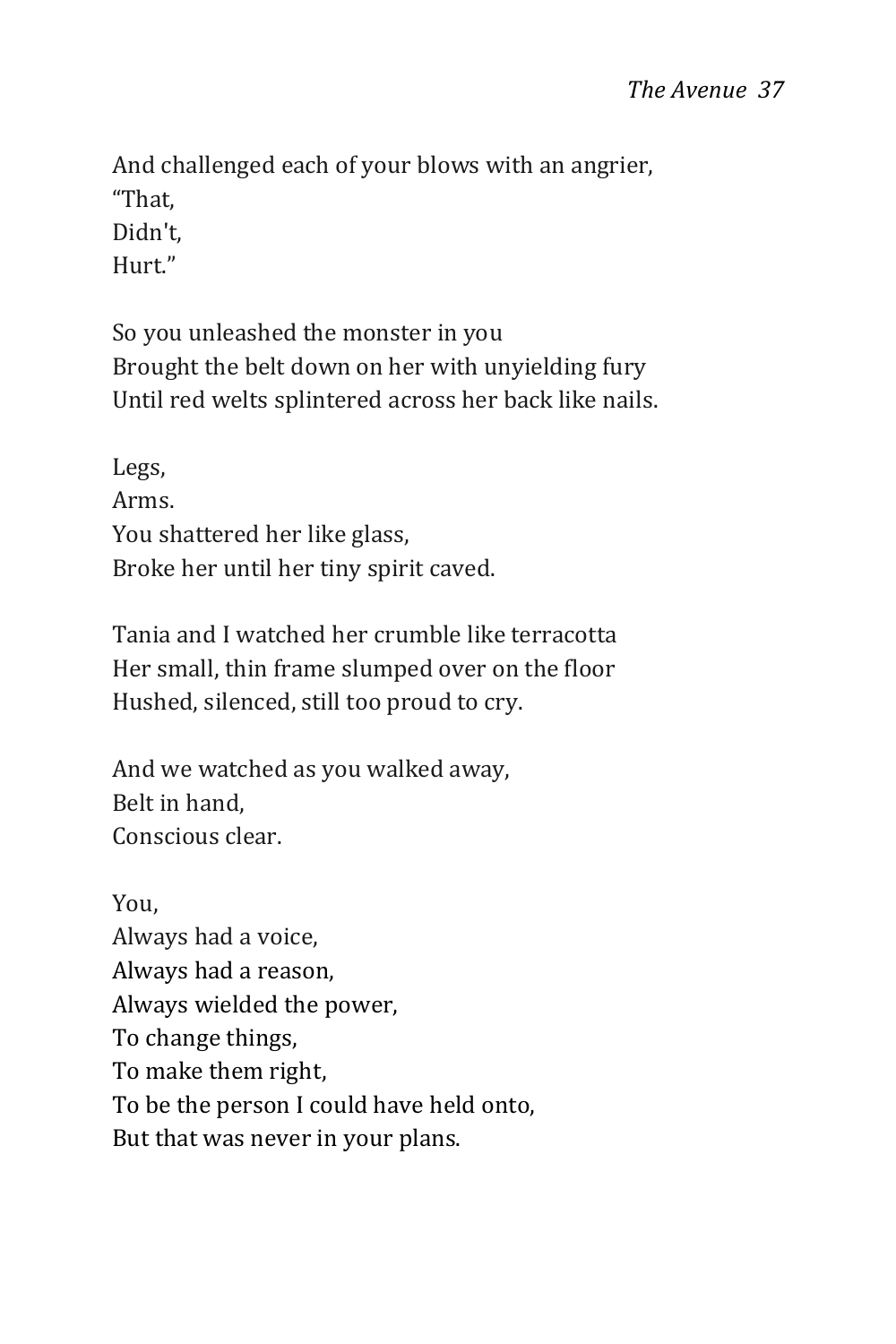And challenged each of your blows with an angrier,  
“That,  
Didn't,  
Hurt.”

So you unleashed the monster in you  
Brought the belt down on her with unyielding fury  
Until red welts splintered across her back like nails.

Legs,  
Arms.  
You shattered her like glass,  
Broke her until her tiny spirit caved.

Tania and I watched her crumble like terracotta  
Her small, thin frame slumped over on the floor  
Hushed, silenced, still too proud to cry.

And we watched as you walked away,  
Belt in hand,  
Conscious clear.

You,  
Always had a voice,  
Always had a reason,  
Always wielded the power,  
To change things,  
To make them right,  
To be the person I could have held onto,  
But that was never in your plans.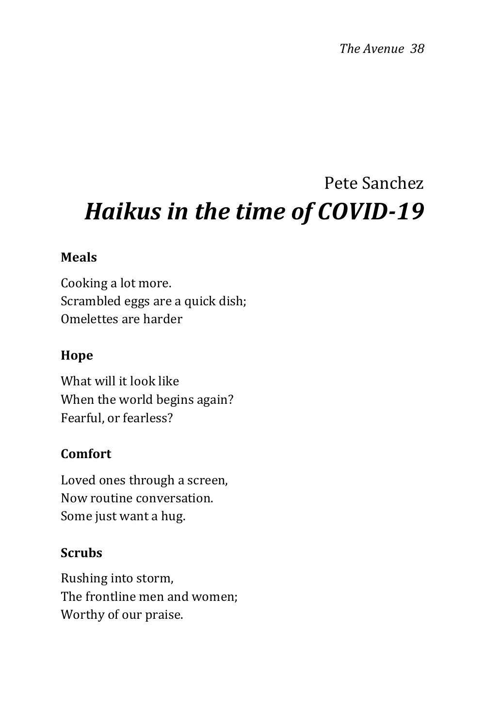Pete Sanchez

# *Haikus in the time of COVID-19*

**Meals**

Cooking a lot more.  
Scrambled eggs are a quick dish;  
Omelettes are harder

**Hope**

What will it look like  
When the world begins again?  
Fearful, or fearless?

**Comfort**

Loved ones through a screen,  
Now routine conversation.  
Some just want a hug.

**Scrubs**

Rushing into storm,  
The frontline men and women;  
Worthy of our praise.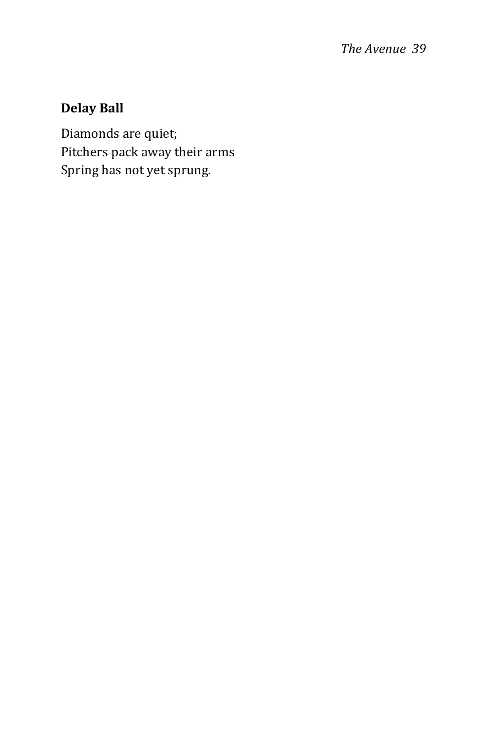**Delay Ball**

Diamonds are quiet;
Pitchers pack away their arms
Spring has not yet sprung.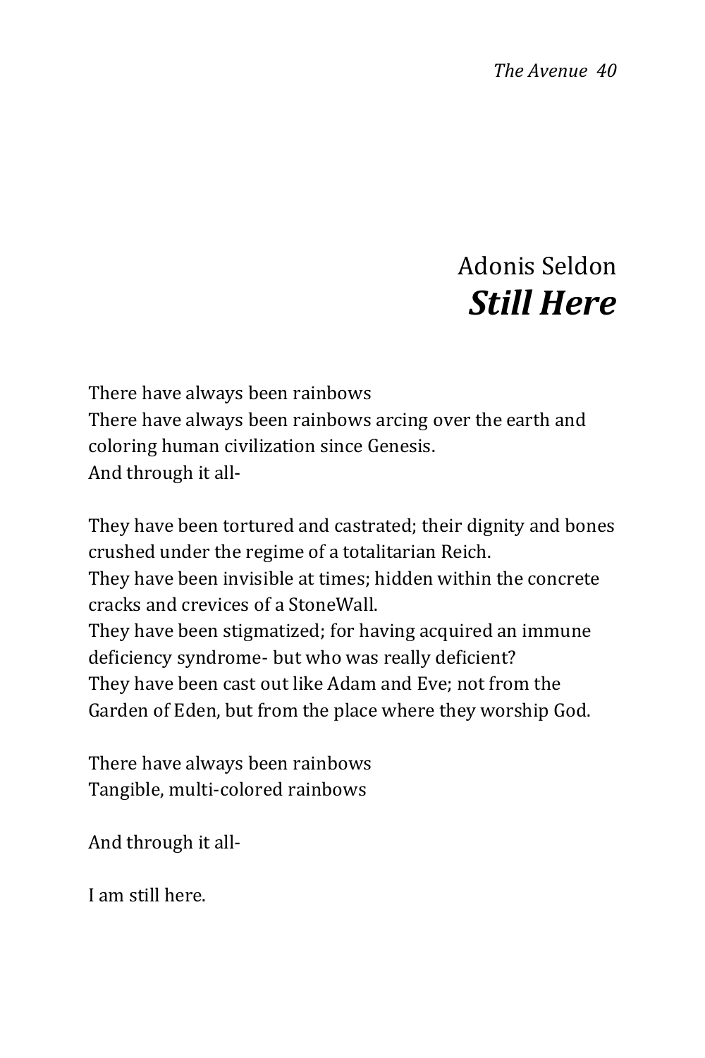Adonis Seldon

## ***Still Here***

There have always been rainbows  
There have always been rainbows arcing over the earth and coloring human civilization since Genesis.  
And through it all-

They have been tortured and castrated; their dignity and bones crushed under the regime of a totalitarian Reich.  
They have been invisible at times; hidden within the concrete cracks and crevices of a StoneWall.  
They have been stigmatized; for having acquired an immune deficiency syndrome- but who was really deficient?  
They have been cast out like Adam and Eve; not from the Garden of Eden, but from the place where they worship God.

There have always been rainbows  
Tangible, multi-colored rainbows

And through it all-

I am still here.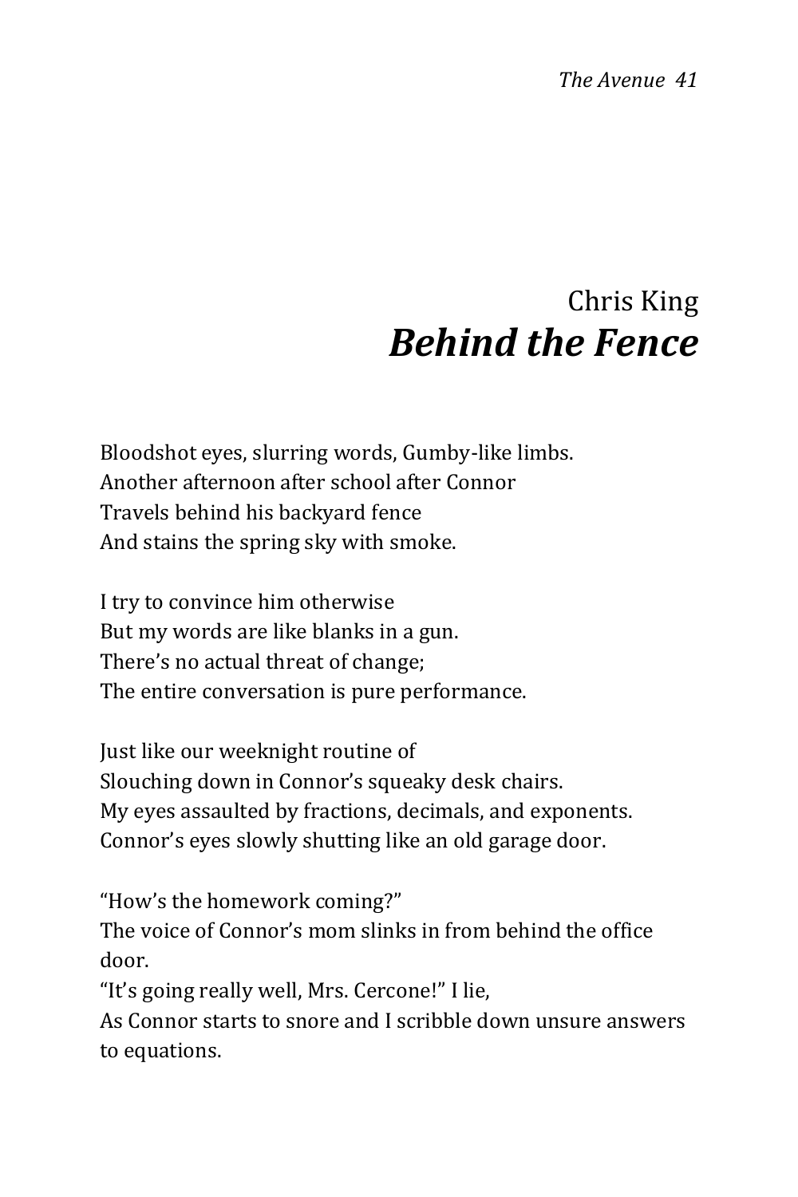Chris King

# *Behind the Fence*

Bloodshot eyes, slurring words, Gumby-like limbs.
Another afternoon after school after Connor
Travels behind his backyard fence
And stains the spring sky with smoke.

I try to convince him otherwise
But my words are like blanks in a gun.
There's no actual threat of change;
The entire conversation is pure performance.

Just like our weeknight routine of
Slouching down in Connor's squeaky desk chairs.
My eyes assaulted by fractions, decimals, and exponents.
Connor's eyes slowly shutting like an old garage door.

"How's the homework coming?"
The voice of Connor's mom slinks in from behind the office door.
"It's going really well, Mrs. Cercone!" I lie,
As Connor starts to snore and I scribble down unsure answers to equations.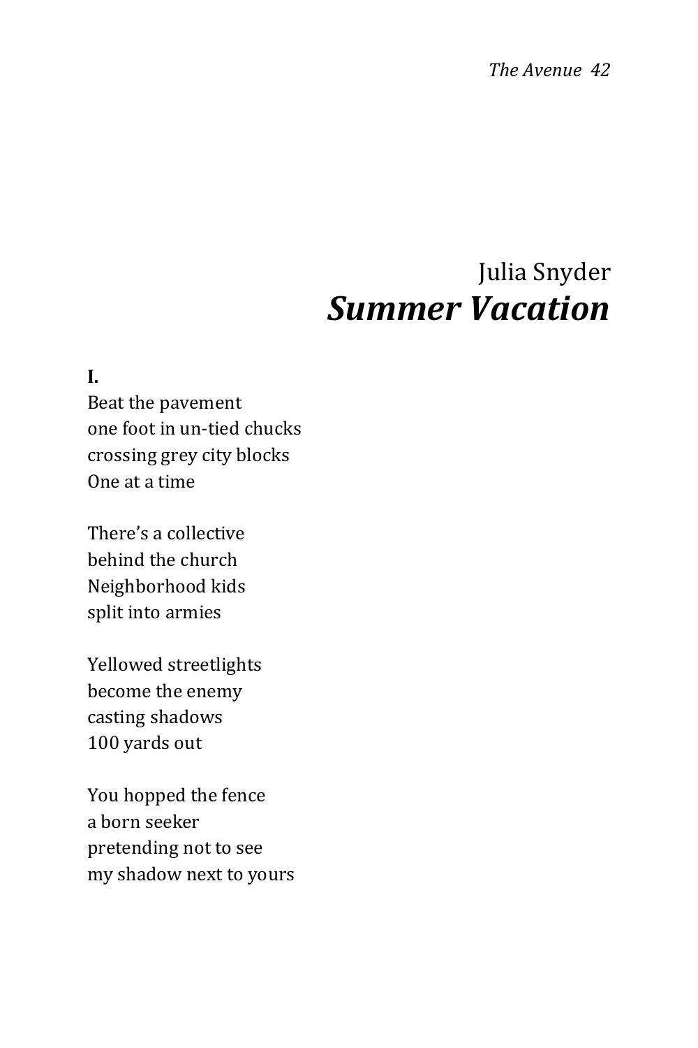Julia Snyder

# *Summer Vacation*

**I.**

Beat the pavement  
one foot in un-tied chucks  
crossing grey city blocks  
One at a time

There's a collective  
behind the church  
Neighborhood kids  
split into armies

Yellowed streetlights  
become the enemy  
casting shadows  
100 yards out

You hopped the fence  
a born seeker  
pretending not to see  
my shadow next to yours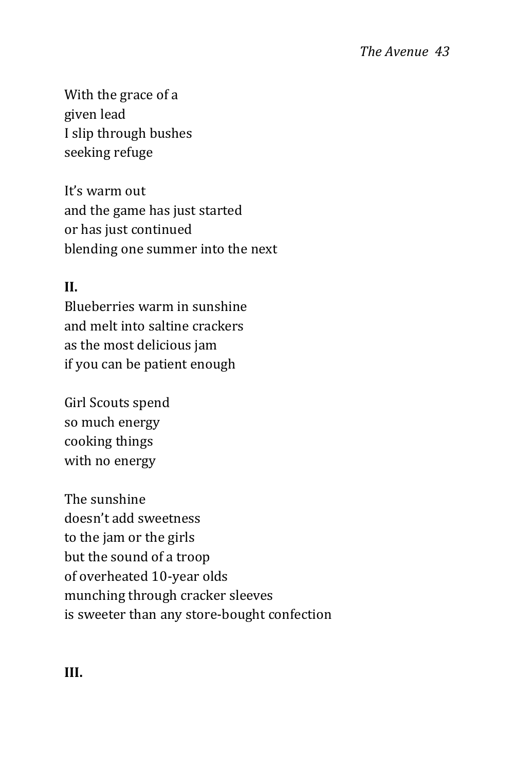With the grace of a
given lead
I slip through bushes
seeking refuge

It's warm out
and the game has just started
or has just continued
blending one summer into the next

**II.**
Blueberries warm in sunshine
and melt into saltine crackers
as the most delicious jam
if you can be patient enough

Girl Scouts spend
so much energy
cooking things
with no energy

The sunshine
doesn't add sweetness
to the jam or the girls
but the sound of a troop
of overheated 10-year olds
munching through cracker sleeves
is sweeter than any store-bought confection

**III.**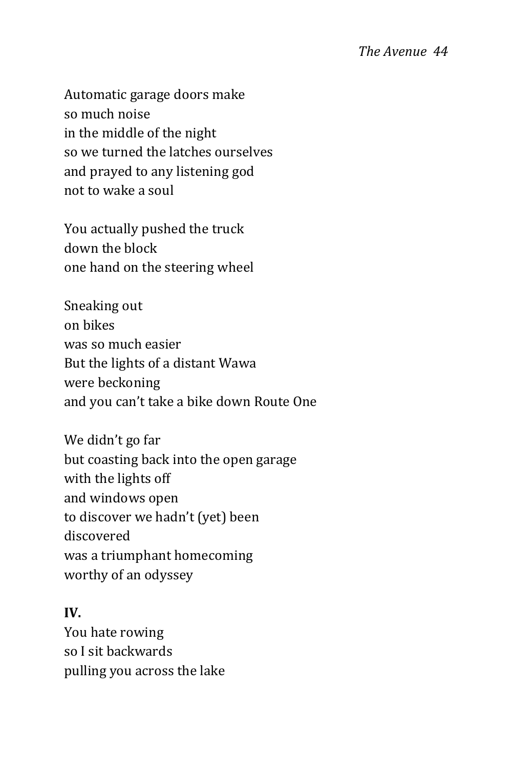Automatic garage doors make
so much noise
in the middle of the night
so we turned the latches ourselves
and prayed to any listening god
not to wake a soul

You actually pushed the truck
down the block
one hand on the steering wheel

Sneaking out
on bikes
was so much easier
But the lights of a distant Wawa
were beckoning
and you can't take a bike down Route One

We didn't go far
but coasting back into the open garage
with the lights off
and windows open
to discover we hadn't (yet) been
discovered
was a triumphant homecoming
worthy of an odyssey

**IV.**

You hate rowing
so I sit backwards
pulling you across the lake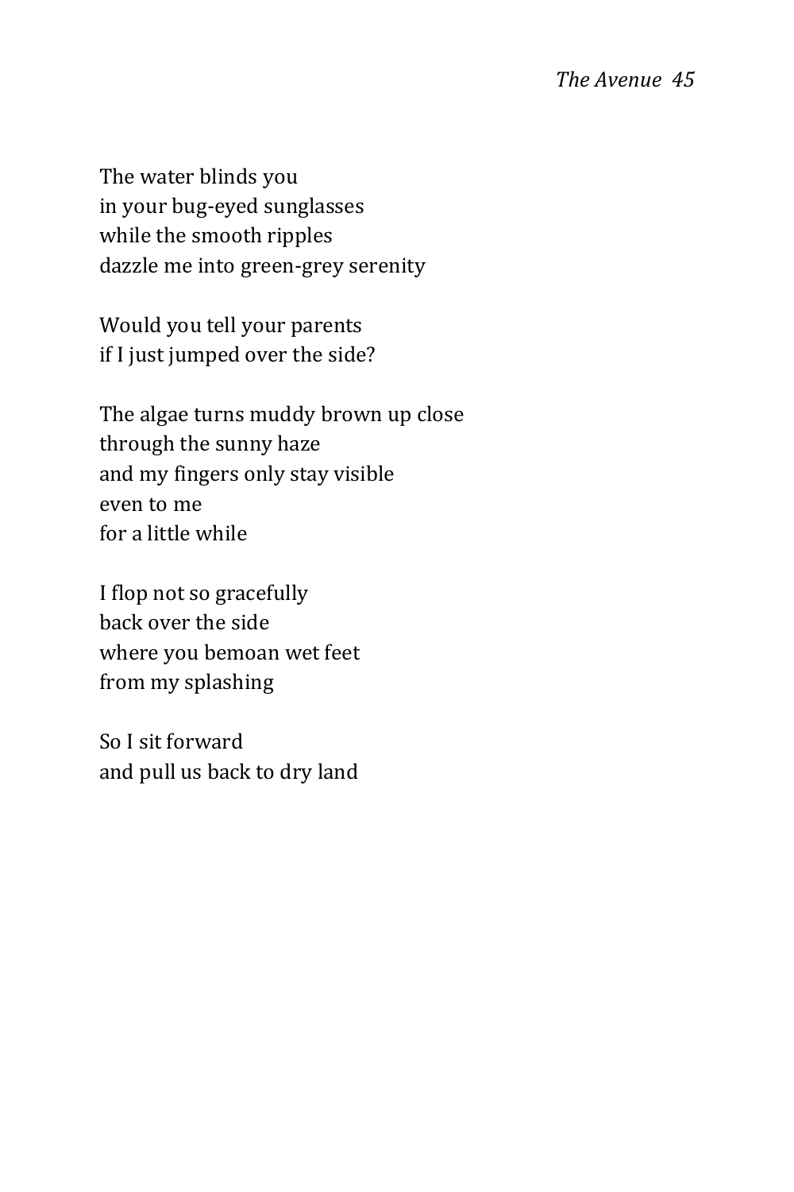The water blinds you  
in your bug-eyed sunglasses  
while the smooth ripples  
dazzle me into green-grey serenity

Would you tell your parents  
if I just jumped over the side?

The algae turns muddy brown up close  
through the sunny haze  
and my fingers only stay visible  
even to me  
for a little while

I flop not so gracefully  
back over the side  
where you bemoan wet feet  
from my splashing

So I sit forward  
and pull us back to dry land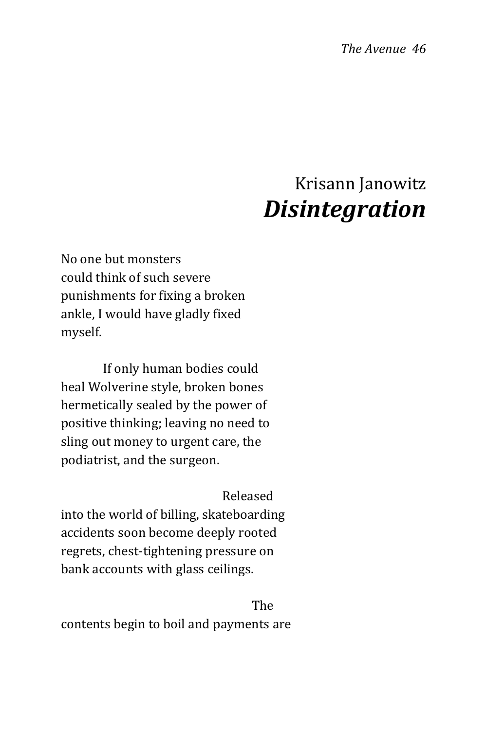Krisann Janowitz

# *Disintegration*

No one but monsters  
could think of such severe  
punishments for fixing a broken  
ankle, I would have gladly fixed  
myself.

If only human bodies could  
heal Wolverine style, broken bones  
hermetically sealed by the power of  
positive thinking; leaving no need to  
sling out money to urgent care, the  
podiatrist, and the surgeon.

Released  
into the world of billing, skateboarding  
accidents soon become deeply rooted  
regrets, chest-tightening pressure on  
bank accounts with glass ceilings.

The  
contents begin to boil and payments are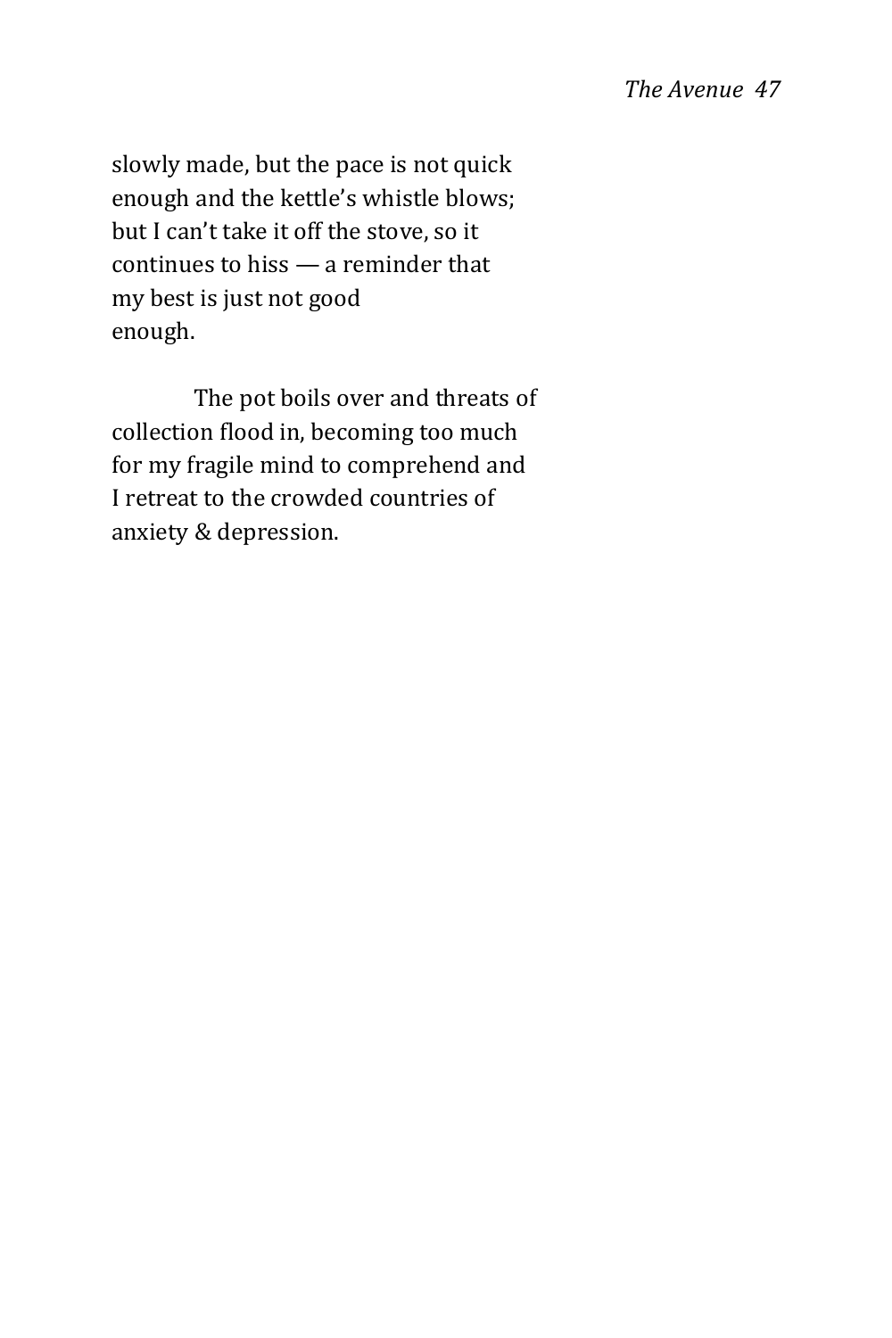slowly made, but the pace is not quick
enough and the kettle's whistle blows;
but I can't take it off the stove, so it
continues to hiss — a reminder that
my best is just not good
enough.

The pot boils over and threats of
collection flood in, becoming too much
for my fragile mind to comprehend and
I retreat to the crowded countries of
anxiety & depression.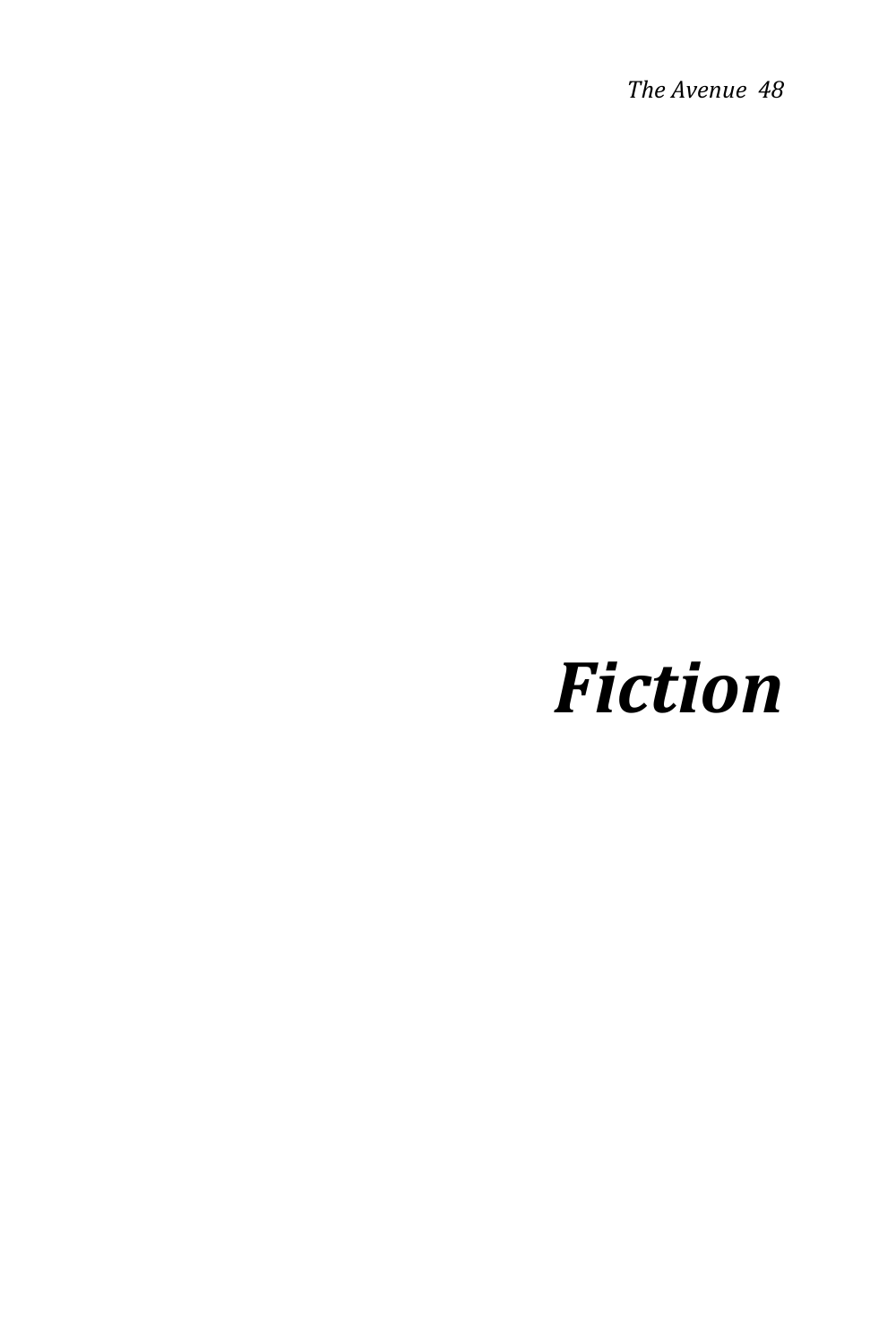# *Fiction*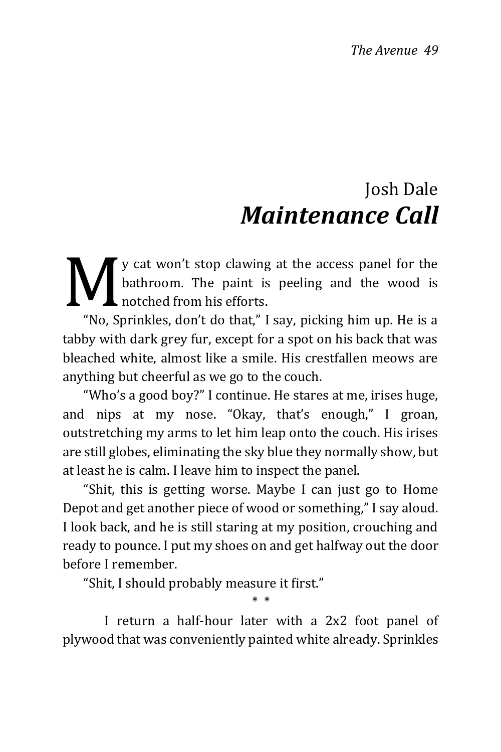Josh Dale

# *Maintenance Call*

My cat won't stop clawing at the access panel for the bathroom. The paint is peeling and the wood is notched from his efforts.

"No, Sprinkles, don't do that," I say, picking him up. He is a tabby with dark grey fur, except for a spot on his back that was bleached white, almost like a smile. His crestfallen meows are anything but cheerful as we go to the couch.

"Who's a good boy?" I continue. He stares at me, irises huge, and nips at my nose. "Okay, that's enough," I groan, outstretching my arms to let him leap onto the couch. His irises are still globes, eliminating the sky blue they normally show, but at least he is calm. I leave him to inspect the panel.

"Shit, this is getting worse. Maybe I can just go to Home Depot and get another piece of wood or something," I say aloud. I look back, and he is still staring at my position, crouching and ready to pounce. I put my shoes on and get halfway out the door before I remember.

"Shit, I should probably measure it first."

\* \*

I return a half-hour later with a 2x2 foot panel of plywood that was conveniently painted white already. Sprinkles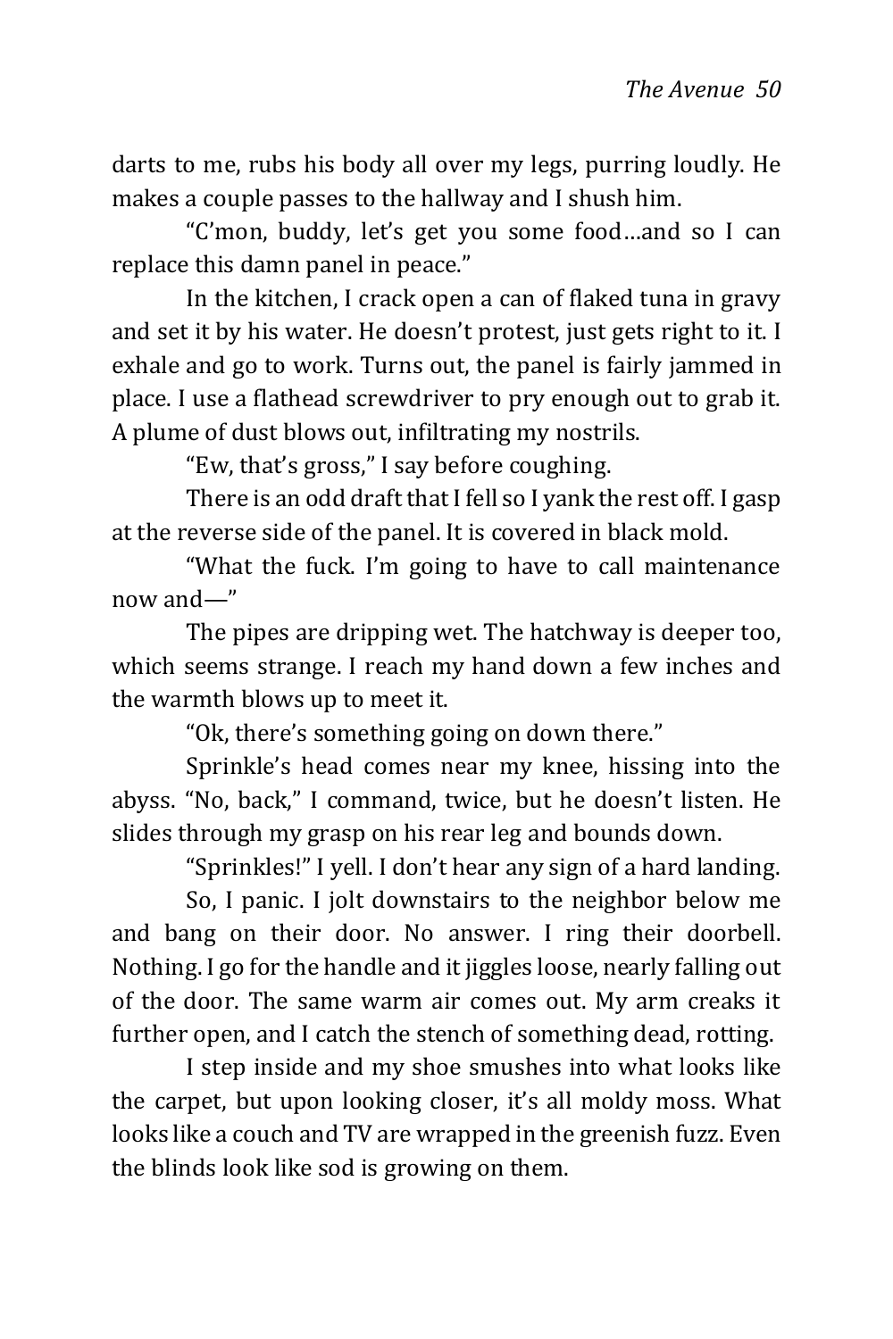darts to me, rubs his body all over my legs, purring loudly. He makes a couple passes to the hallway and I shush him.

"C'mon, buddy, let's get you some food…and so I can replace this damn panel in peace."

In the kitchen, I crack open a can of flaked tuna in gravy and set it by his water. He doesn't protest, just gets right to it. I exhale and go to work. Turns out, the panel is fairly jammed in place. I use a flathead screwdriver to pry enough out to grab it. A plume of dust blows out, infiltrating my nostrils.

"Ew, that's gross," I say before coughing.

There is an odd draft that I fell so I yank the rest off. I gasp at the reverse side of the panel. It is covered in black mold.

"What the fuck. I'm going to have to call maintenance now and—"

The pipes are dripping wet. The hatchway is deeper too, which seems strange. I reach my hand down a few inches and the warmth blows up to meet it.

"Ok, there's something going on down there."

Sprinkle's head comes near my knee, hissing into the abyss. "No, back," I command, twice, but he doesn't listen. He slides through my grasp on his rear leg and bounds down.

"Sprinkles!" I yell. I don't hear any sign of a hard landing.

So, I panic. I jolt downstairs to the neighbor below me and bang on their door. No answer. I ring their doorbell. Nothing. I go for the handle and it jiggles loose, nearly falling out of the door. The same warm air comes out. My arm creaks it further open, and I catch the stench of something dead, rotting.

I step inside and my shoe smushes into what looks like the carpet, but upon looking closer, it's all moldy moss. What looks like a couch and TV are wrapped in the greenish fuzz. Even the blinds look like sod is growing on them.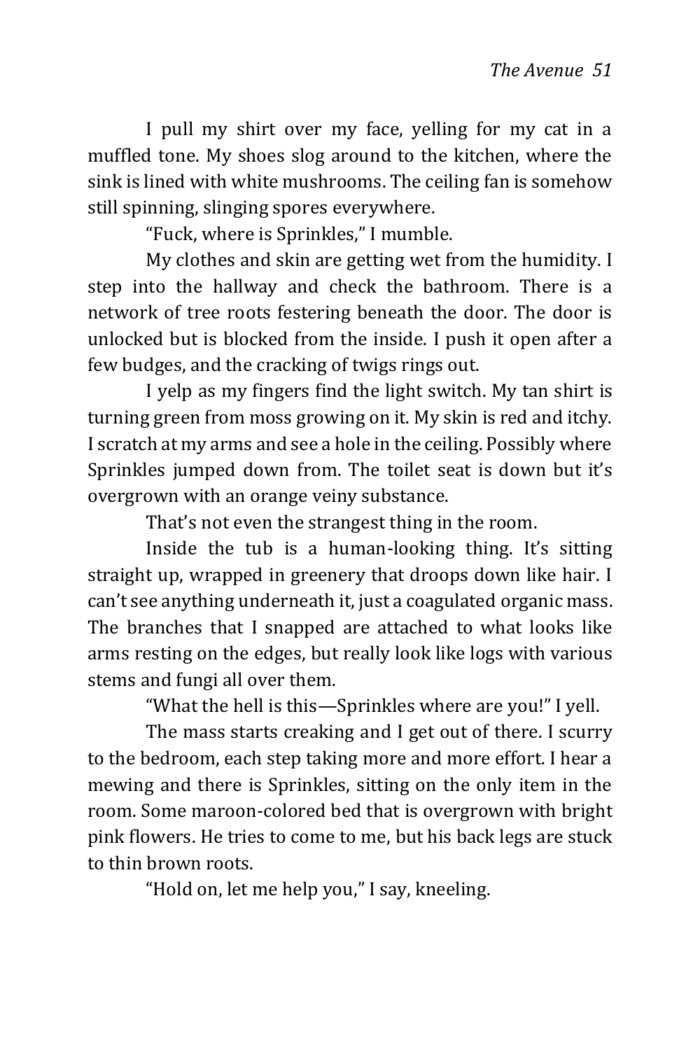I pull my shirt over my face, yelling for my cat in a muffled tone. My shoes slog around to the kitchen, where the sink is lined with white mushrooms. The ceiling fan is somehow still spinning, slinging spores everywhere.

"Fuck, where is Sprinkles," I mumble.

My clothes and skin are getting wet from the humidity. I step into the hallway and check the bathroom. There is a network of tree roots festering beneath the door. The door is unlocked but is blocked from the inside. I push it open after a few budges, and the cracking of twigs rings out.

I yelp as my fingers find the light switch. My tan shirt is turning green from moss growing on it. My skin is red and itchy. I scratch at my arms and see a hole in the ceiling. Possibly where Sprinkles jumped down from. The toilet seat is down but it's overgrown with an orange veiny substance.

That's not even the strangest thing in the room.

Inside the tub is a human-looking thing. It's sitting straight up, wrapped in greenery that droops down like hair. I can't see anything underneath it, just a coagulated organic mass. The branches that I snapped are attached to what looks like arms resting on the edges, but really look like logs with various stems and fungi all over them.

"What the hell is this—Sprinkles where are you!" I yell.

The mass starts creaking and I get out of there. I scurry to the bedroom, each step taking more and more effort. I hear a mewing and there is Sprinkles, sitting on the only item in the room. Some maroon-colored bed that is overgrown with bright pink flowers. He tries to come to me, but his back legs are stuck to thin brown roots.

"Hold on, let me help you," I say, kneeling.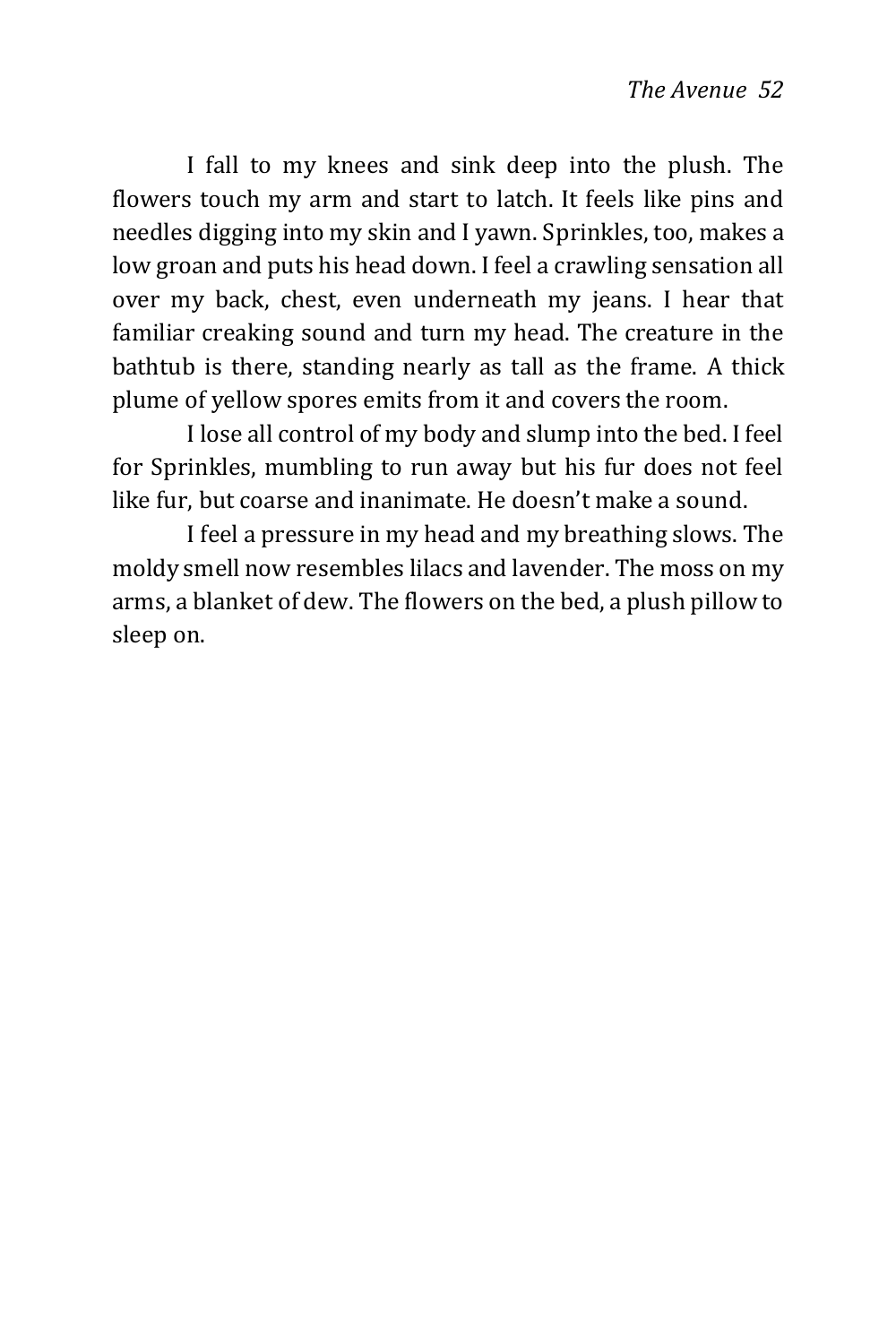I fall to my knees and sink deep into the plush. The flowers touch my arm and start to latch. It feels like pins and needles digging into my skin and I yawn. Sprinkles, too, makes a low groan and puts his head down. I feel a crawling sensation all over my back, chest, even underneath my jeans. I hear that familiar creaking sound and turn my head. The creature in the bathtub is there, standing nearly as tall as the frame. A thick plume of yellow spores emits from it and covers the room.

I lose all control of my body and slump into the bed. I feel for Sprinkles, mumbling to run away but his fur does not feel like fur, but coarse and inanimate. He doesn't make a sound.

I feel a pressure in my head and my breathing slows. The moldy smell now resembles lilacs and lavender. The moss on my arms, a blanket of dew. The flowers on the bed, a plush pillow to sleep on.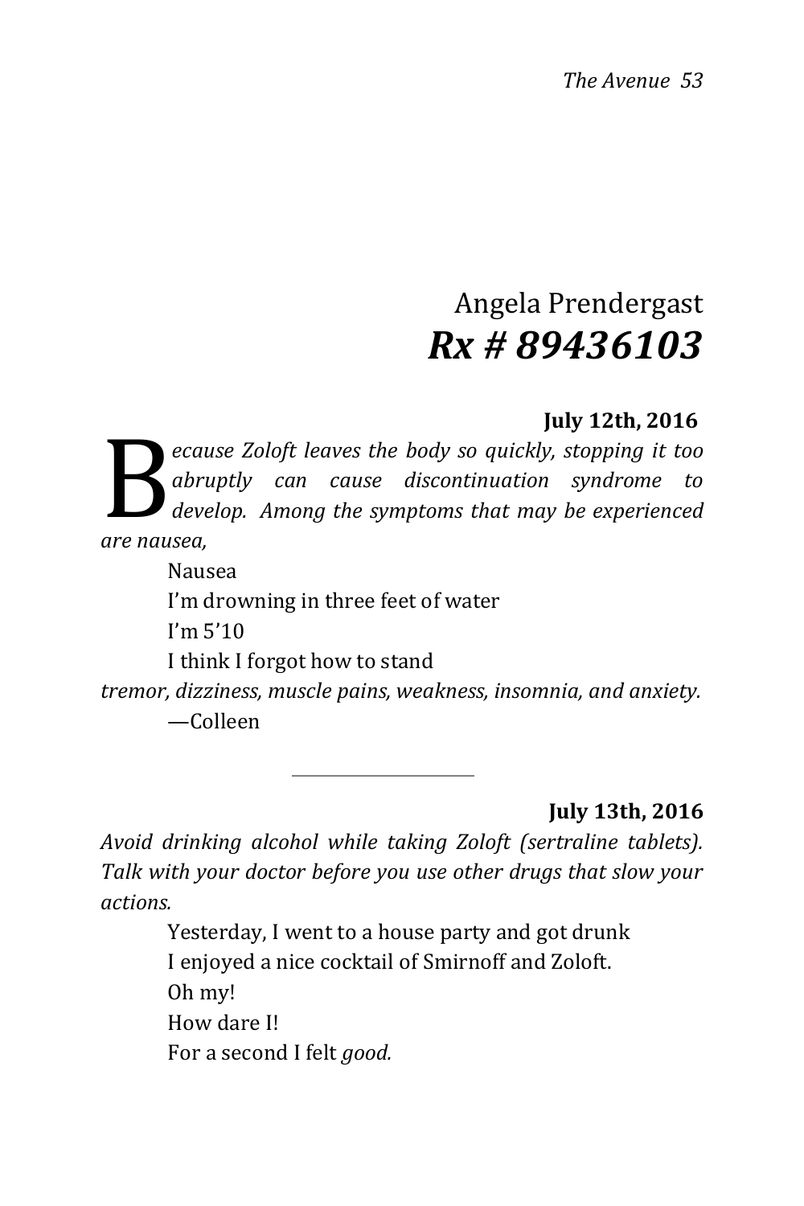## Angela Prendergast

# *Rx # 89436103*

**July 12th, 2016**

*Because Zoloft leaves the body so quickly, stopping it too abruptly can cause discontinuation syndrome to develop. Among the symptoms that may be experienced are nausea,*

Nausea
I'm drowning in three feet of water
I'm 5'10
I think I forgot how to stand

*tremor, dizziness, muscle pains, weakness, insomnia, and anxiety.*

—Colleen

---

**July 13th, 2016**

*Avoid drinking alcohol while taking Zoloft (sertraline tablets). Talk with your doctor before you use other drugs that slow your actions.*

Yesterday, I went to a house party and got drunk
I enjoyed a nice cocktail of Smirnoff and Zoloft.
Oh my!
How dare I!
For a second I felt *good.*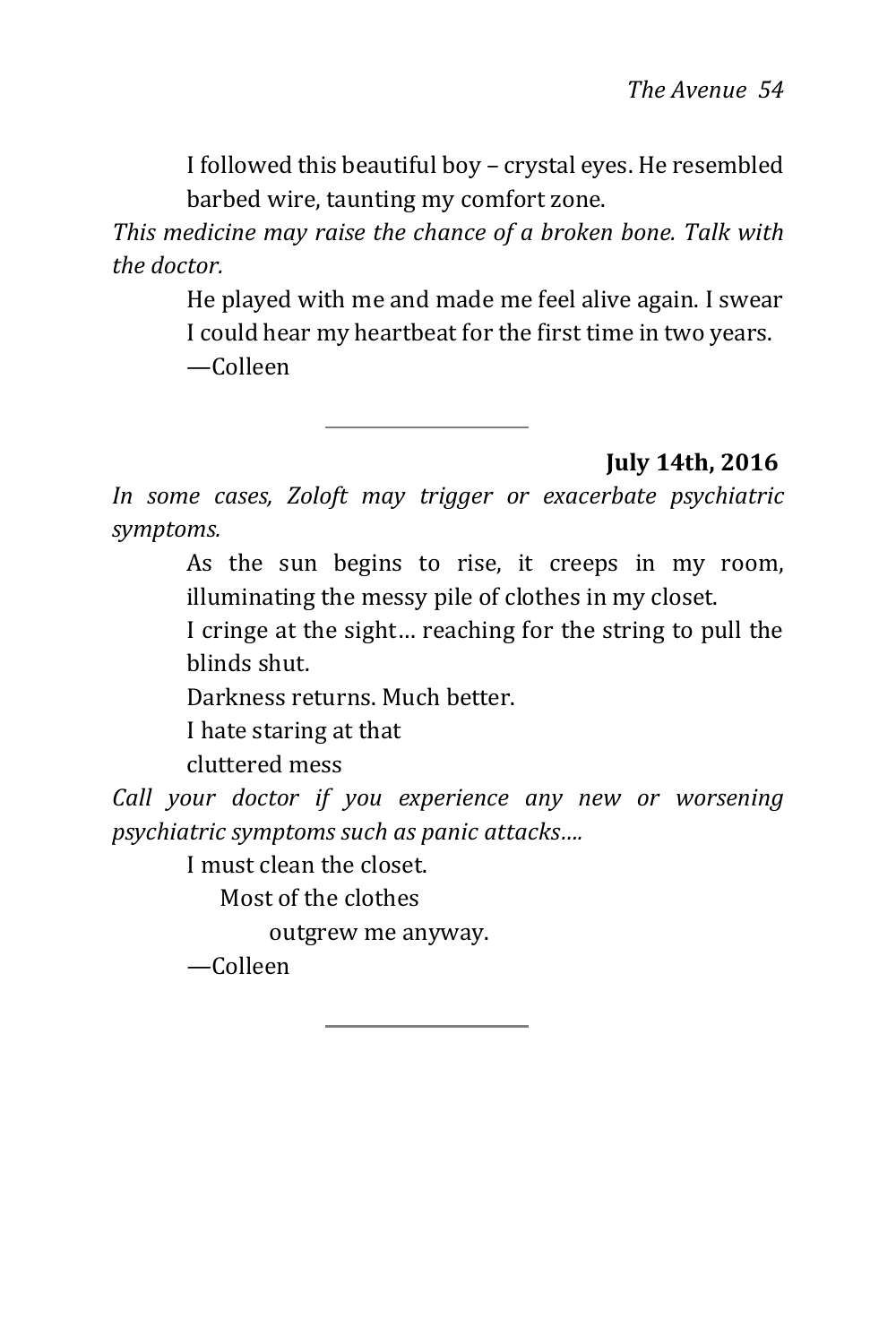I followed this beautiful boy – crystal eyes. He resembled barbed wire, taunting my comfort zone.

*This medicine may raise the chance of a broken bone. Talk with the doctor.*

He played with me and made me feel alive again. I swear I could hear my heartbeat for the first time in two years.

—Colleen

---

**July 14th, 2016**

*In some cases, Zoloft may trigger or exacerbate psychiatric symptoms.*

As the sun begins to rise, it creeps in my room, illuminating the messy pile of clothes in my closet.

I cringe at the sight… reaching for the string to pull the blinds shut.

Darkness returns. Much better.

I hate staring at that

cluttered mess

*Call your doctor if you experience any new or worsening psychiatric symptoms such as panic attacks….*

I must clean the closet.

Most of the clothes

outgrew me anyway.

—Colleen

---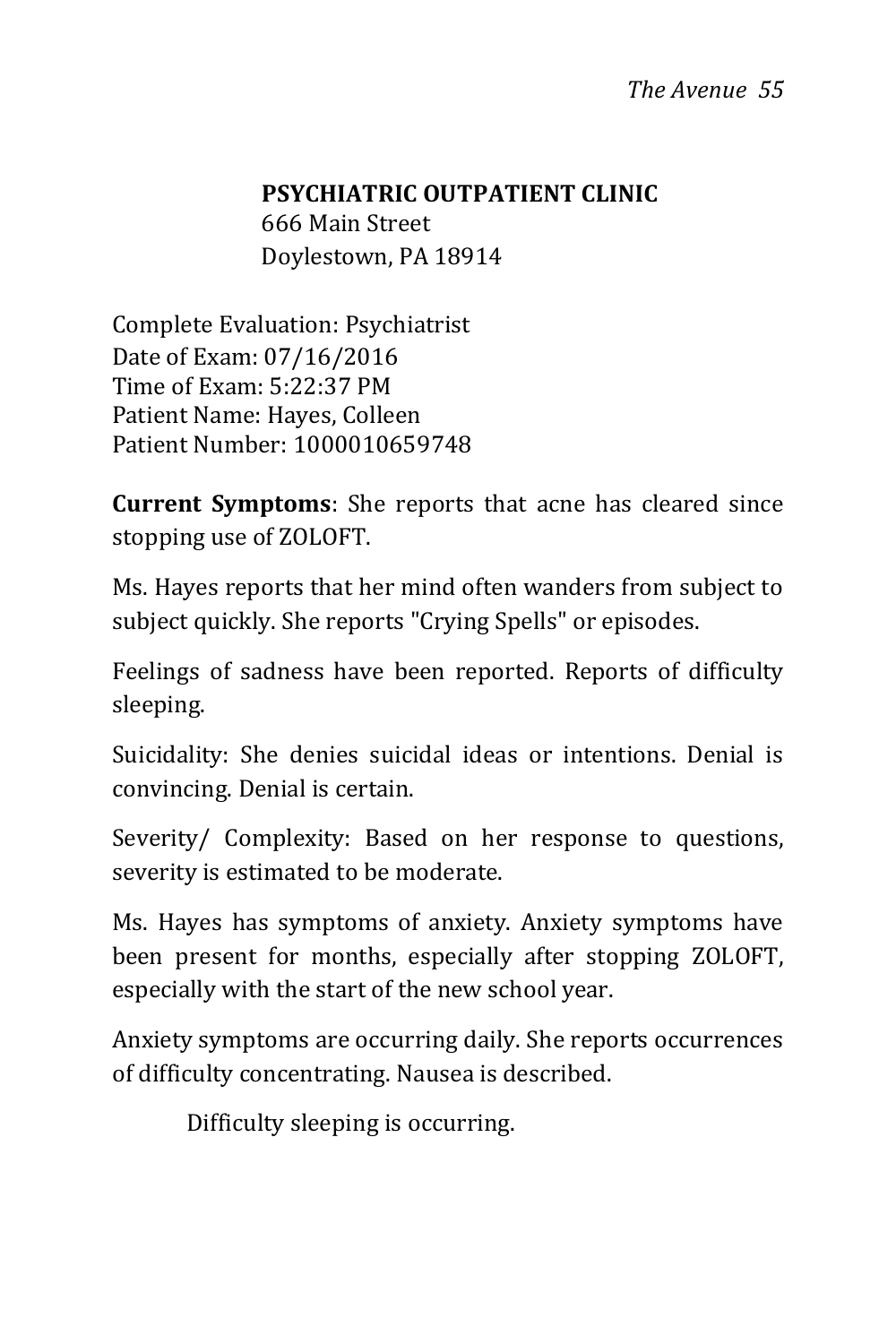**PSYCHIATRIC OUTPATIENT CLINIC**
666 Main Street
Doylestown, PA 18914

Complete Evaluation: Psychiatrist
Date of Exam: 07/16/2016
Time of Exam: 5:22:37 PM
Patient Name: Hayes, Colleen
Patient Number: 1000010659748

**Current Symptoms**: She reports that acne has cleared since stopping use of ZOLOFT.

Ms. Hayes reports that her mind often wanders from subject to subject quickly. She reports "Crying Spells" or episodes.

Feelings of sadness have been reported. Reports of difficulty sleeping.

Suicidality: She denies suicidal ideas or intentions. Denial is convincing. Denial is certain.

Severity/ Complexity: Based on her response to questions, severity is estimated to be moderate.

Ms. Hayes has symptoms of anxiety. Anxiety symptoms have been present for months, especially after stopping ZOLOFT, especially with the start of the new school year.

Anxiety symptoms are occurring daily. She reports occurrences of difficulty concentrating. Nausea is described.

Difficulty sleeping is occurring.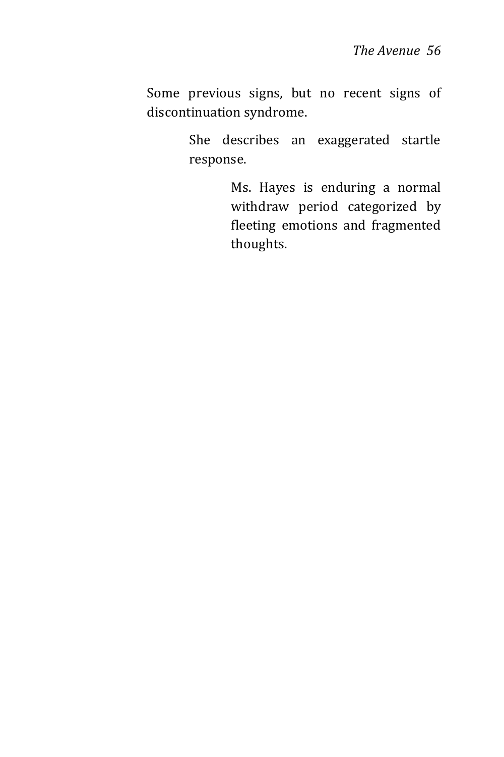Some previous signs, but no recent signs of discontinuation syndrome.

> She describes an exaggerated startle response.
>
> > Ms. Hayes is enduring a normal withdraw period categorized by fleeting emotions and fragmented thoughts.